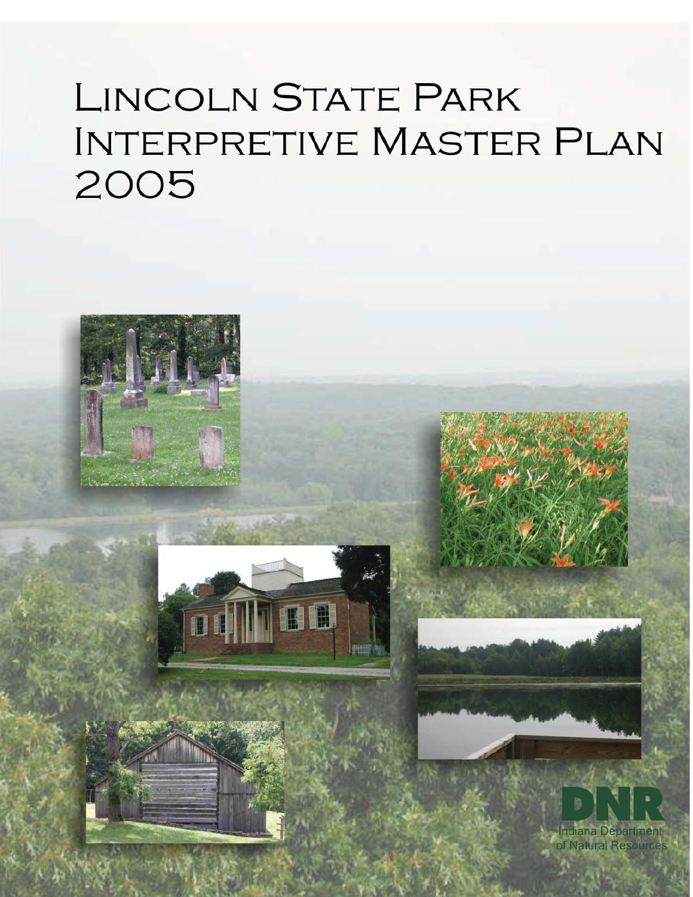# Lincoln State Park Interpretive Master Plan 2005

DNR

Indiana Department of Natural Resources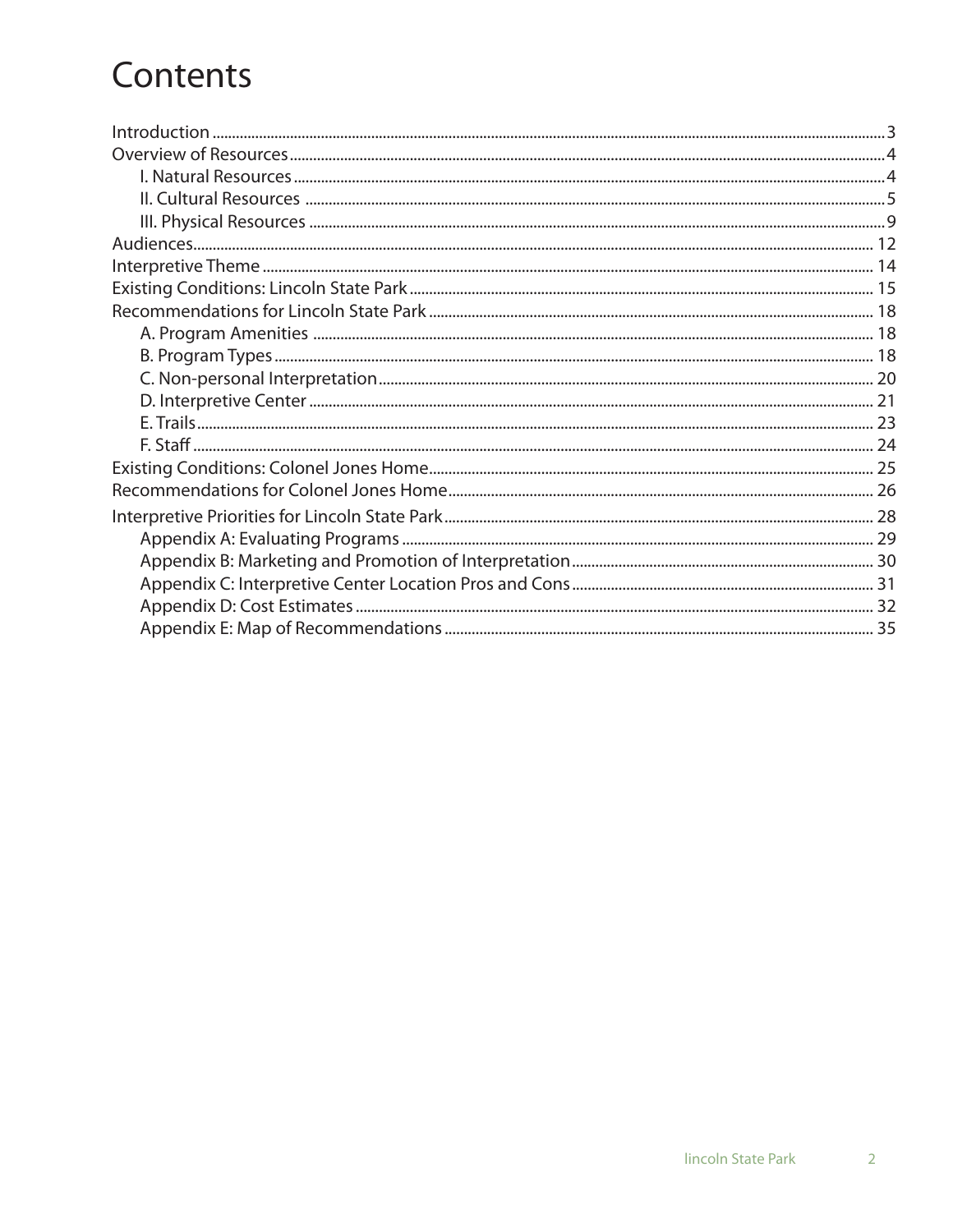# Contents

- Introduction ... 3
- Overview of Resources ... 4
  - I. Natural Resources ... 4
  - II. Cultural Resources ... 5
  - III. Physical Resources ... 9
- Audiences ... 12
- Interpretive Theme ... 14
- Existing Conditions: Lincoln State Park ... 15
- Recommendations for Lincoln State Park ... 18
  - A. Program Amenities ... 18
  - B. Program Types ... 18
  - C. Non-personal Interpretation ... 20
  - D. Interpretive Center ... 21
  - E. Trails ... 23
  - F. Staff ... 24
- Existing Conditions: Colonel Jones Home ... 25
- Recommendations for Colonel Jones Home ... 26
- Interpretive Priorities for Lincoln State Park ... 28
  - Appendix A: Evaluating Programs ... 29
  - Appendix B: Marketing and Promotion of Interpretation ... 30
  - Appendix C: Interpretive Center Location Pros and Cons ... 31
  - Appendix D: Cost Estimates ... 32
  - Appendix E: Map of Recommendations ... 35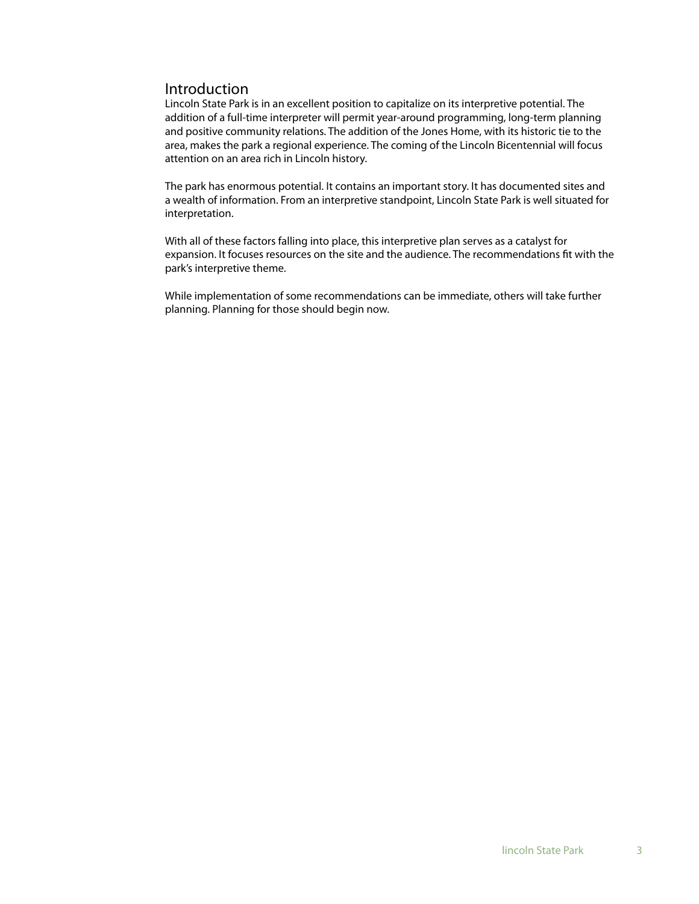# Introduction

Lincoln State Park is in an excellent position to capitalize on its interpretive potential. The addition of a full-time interpreter will permit year-around programming, long-term planning and positive community relations. The addition of the Jones Home, with its historic tie to the area, makes the park a regional experience. The coming of the Lincoln Bicentennial will focus attention on an area rich in Lincoln history.

The park has enormous potential. It contains an important story. It has documented sites and a wealth of information. From an interpretive standpoint, Lincoln State Park is well situated for interpretation.

With all of these factors falling into place, this interpretive plan serves as a catalyst for expansion. It focuses resources on the site and the audience. The recommendations fit with the park's interpretive theme.

While implementation of some recommendations can be immediate, others will take further planning. Planning for those should begin now.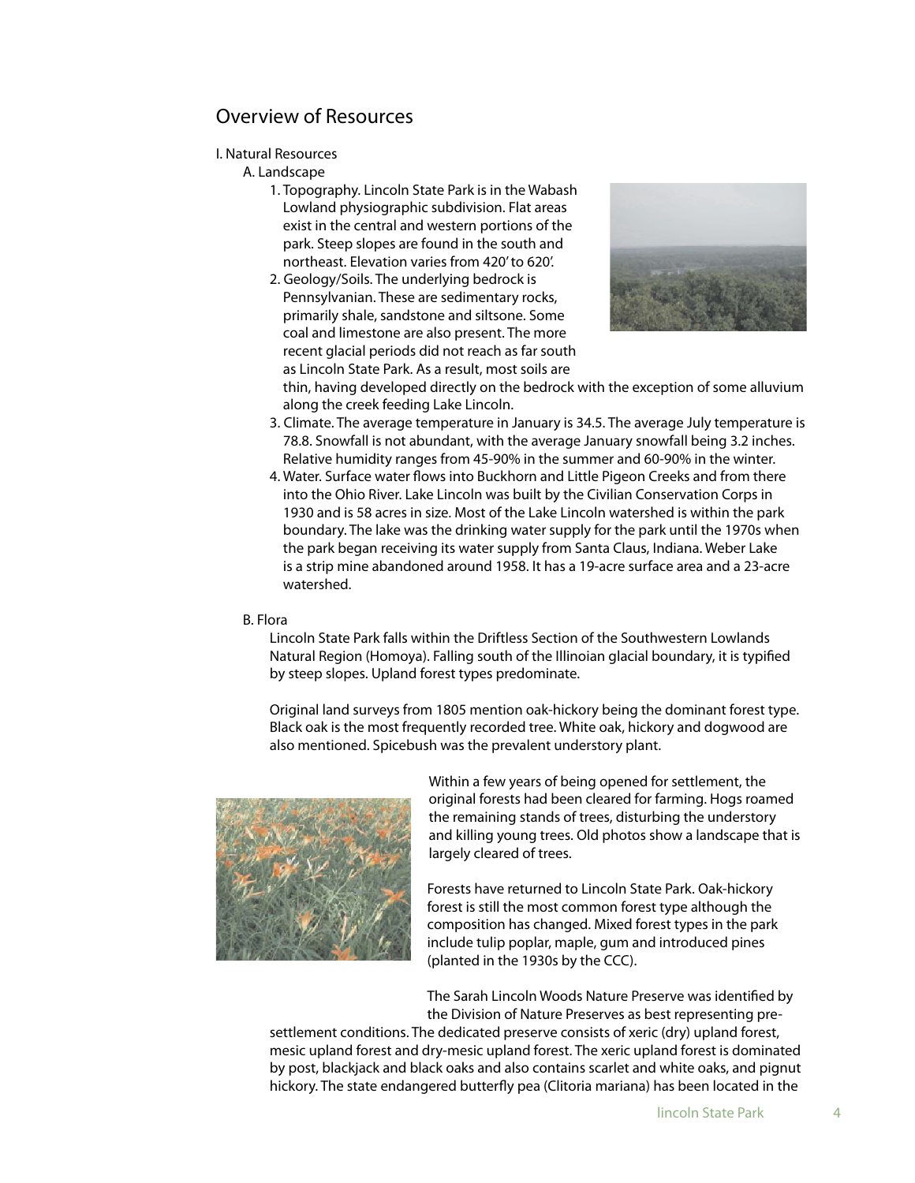## Overview of Resources

I. Natural Resources

A. Landscape

1. Topography. Lincoln State Park is in the Wabash Lowland physiographic subdivision. Flat areas exist in the central and western portions of the park. Steep slopes are found in the south and northeast. Elevation varies from 420' to 620'.
2. Geology/Soils. The underlying bedrock is Pennsylvanian. These are sedimentary rocks, primarily shale, sandstone and siltsone. Some coal and limestone are also present. The more recent glacial periods did not reach as far south as Lincoln State Park. As a result, most soils are thin, having developed directly on the bedrock with the exception of some alluvium along the creek feeding Lake Lincoln.
3. Climate. The average temperature in January is 34.5. The average July temperature is 78.8. Snowfall is not abundant, with the average January snowfall being 3.2 inches. Relative humidity ranges from 45-90% in the summer and 60-90% in the winter.
4. Water. Surface water flows into Buckhorn and Little Pigeon Creeks and from there into the Ohio River. Lake Lincoln was built by the Civilian Conservation Corps in 1930 and is 58 acres in size. Most of the Lake Lincoln watershed is within the park boundary. The lake was the drinking water supply for the park until the 1970s when the park began receiving its water supply from Santa Claus, Indiana. Weber Lake is a strip mine abandoned around 1958. It has a 19-acre surface area and a 23-acre watershed.

B. Flora

Lincoln State Park falls within the Driftless Section of the Southwestern Lowlands Natural Region (Homoya). Falling south of the Illinoian glacial boundary, it is typified by steep slopes. Upland forest types predominate.

Original land surveys from 1805 mention oak-hickory being the dominant forest type. Black oak is the most frequently recorded tree. White oak, hickory and dogwood are also mentioned. Spicebush was the prevalent understory plant.

Within a few years of being opened for settlement, the original forests had been cleared for farming. Hogs roamed the remaining stands of trees, disturbing the understory and killing young trees. Old photos show a landscape that is largely cleared of trees.

Forests have returned to Lincoln State Park. Oak-hickory forest is still the most common forest type although the composition has changed. Mixed forest types in the park include tulip poplar, maple, gum and introduced pines (planted in the 1930s by the CCC).

The Sarah Lincoln Woods Nature Preserve was identified by the Division of Nature Preserves as best representing pre-settlement conditions. The dedicated preserve consists of xeric (dry) upland forest, mesic upland forest and dry-mesic upland forest. The xeric upland forest is dominated by post, blackjack and black oaks and also contains scarlet and white oaks, and pignut hickory. The state endangered butterfly pea (Clitoria mariana) has been located in the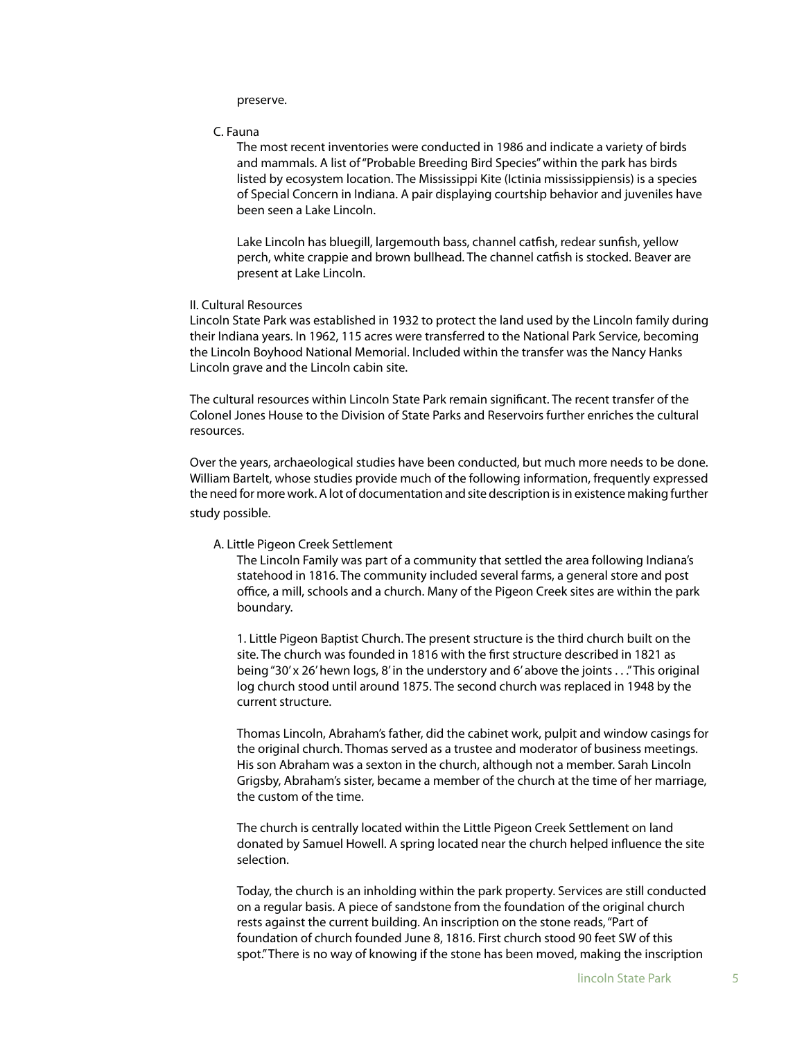preserve.

C. Fauna

The most recent inventories were conducted in 1986 and indicate a variety of birds and mammals. A list of "Probable Breeding Bird Species" within the park has birds listed by ecosystem location. The Mississippi Kite (Ictinia mississippiensis) is a species of Special Concern in Indiana. A pair displaying courtship behavior and juveniles have been seen a Lake Lincoln.

Lake Lincoln has bluegill, largemouth bass, channel catfish, redear sunfish, yellow perch, white crappie and brown bullhead. The channel catfish is stocked. Beaver are present at Lake Lincoln.

II. Cultural Resources

Lincoln State Park was established in 1932 to protect the land used by the Lincoln family during their Indiana years. In 1962, 115 acres were transferred to the National Park Service, becoming the Lincoln Boyhood National Memorial. Included within the transfer was the Nancy Hanks Lincoln grave and the Lincoln cabin site.

The cultural resources within Lincoln State Park remain significant. The recent transfer of the Colonel Jones House to the Division of State Parks and Reservoirs further enriches the cultural resources.

Over the years, archaeological studies have been conducted, but much more needs to be done. William Bartelt, whose studies provide much of the following information, frequently expressed the need for more work. A lot of documentation and site description is in existence making further study possible.

A. Little Pigeon Creek Settlement

The Lincoln Family was part of a community that settled the area following Indiana's statehood in 1816. The community included several farms, a general store and post office, a mill, schools and a church. Many of the Pigeon Creek sites are within the park boundary.

1. Little Pigeon Baptist Church. The present structure is the third church built on the site. The church was founded in 1816 with the first structure described in 1821 as being "30' x 26' hewn logs, 8' in the understory and 6' above the joints . . ." This original log church stood until around 1875. The second church was replaced in 1948 by the current structure.

Thomas Lincoln, Abraham's father, did the cabinet work, pulpit and window casings for the original church. Thomas served as a trustee and moderator of business meetings. His son Abraham was a sexton in the church, although not a member. Sarah Lincoln Grigsby, Abraham's sister, became a member of the church at the time of her marriage, the custom of the time.

The church is centrally located within the Little Pigeon Creek Settlement on land donated by Samuel Howell. A spring located near the church helped influence the site selection.

Today, the church is an inholding within the park property. Services are still conducted on a regular basis. A piece of sandstone from the foundation of the original church rests against the current building. An inscription on the stone reads, "Part of foundation of church founded June 8, 1816. First church stood 90 feet SW of this spot." There is no way of knowing if the stone has been moved, making the inscription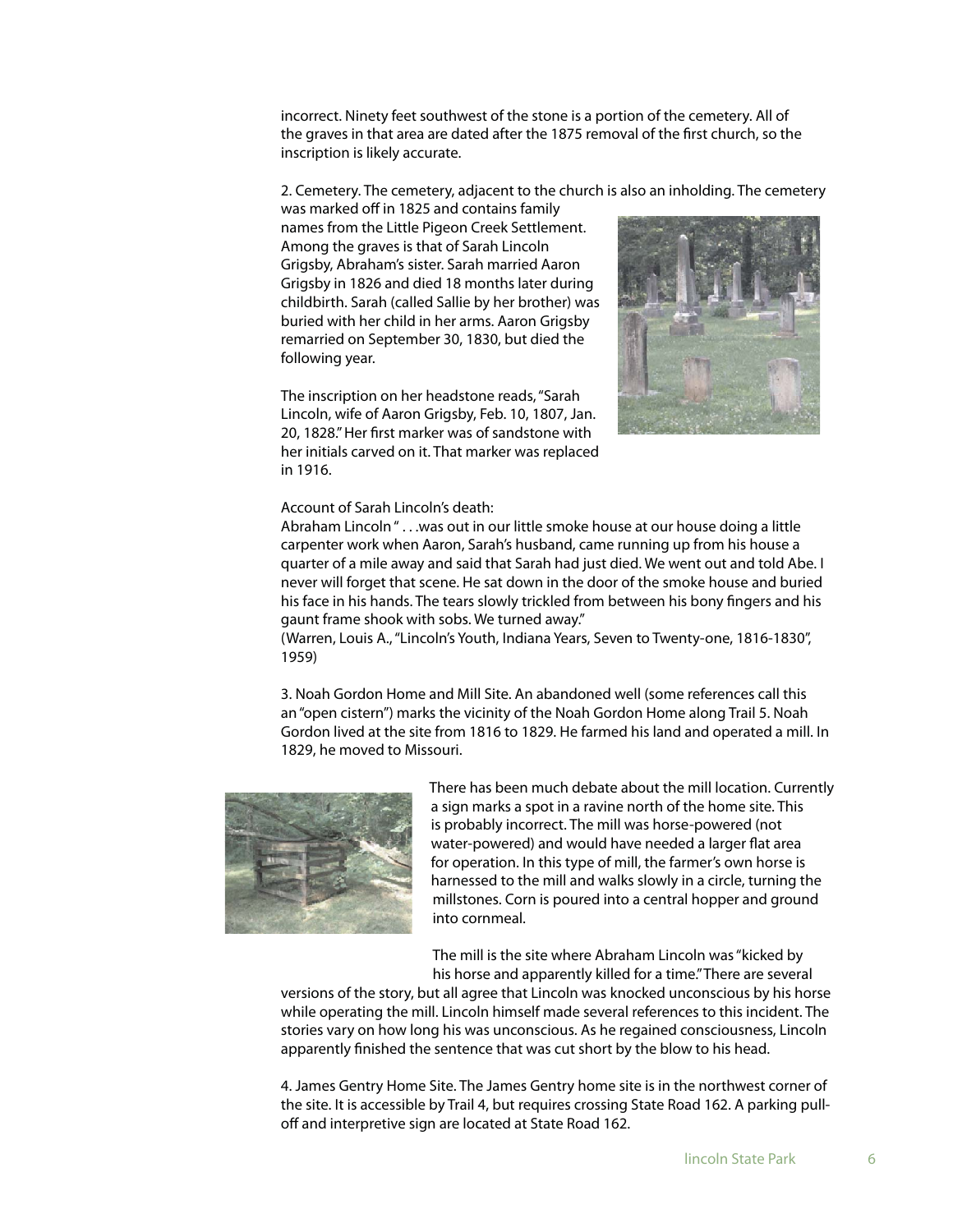incorrect. Ninety feet southwest of the stone is a portion of the cemetery. All of the graves in that area are dated after the 1875 removal of the first church, so the inscription is likely accurate.

2. Cemetery. The cemetery, adjacent to the church is also an inholding. The cemetery was marked off in 1825 and contains family names from the Little Pigeon Creek Settlement. Among the graves is that of Sarah Lincoln Grigsby, Abraham's sister. Sarah married Aaron Grigsby in 1826 and died 18 months later during childbirth. Sarah (called Sallie by her brother) was buried with her child in her arms. Aaron Grigsby remarried on September 30, 1830, but died the following year.

The inscription on her headstone reads, "Sarah Lincoln, wife of Aaron Grigsby, Feb. 10, 1807, Jan. 20, 1828." Her first marker was of sandstone with her initials carved on it. That marker was replaced in 1916.

Account of Sarah Lincoln's death:
Abraham Lincoln " . . .was out in our little smoke house at our house doing a little carpenter work when Aaron, Sarah's husband, came running up from his house a quarter of a mile away and said that Sarah had just died. We went out and told Abe. I never will forget that scene. He sat down in the door of the smoke house and buried his face in his hands. The tears slowly trickled from between his bony fingers and his gaunt frame shook with sobs. We turned away."
(Warren, Louis A., "Lincoln's Youth, Indiana Years, Seven to Twenty-one, 1816-1830", 1959)

3. Noah Gordon Home and Mill Site. An abandoned well (some references call this an "open cistern") marks the vicinity of the Noah Gordon Home along Trail 5. Noah Gordon lived at the site from 1816 to 1829. He farmed his land and operated a mill. In 1829, he moved to Missouri.

There has been much debate about the mill location. Currently a sign marks a spot in a ravine north of the home site. This is probably incorrect. The mill was horse-powered (not water-powered) and would have needed a larger flat area for operation. In this type of mill, the farmer's own horse is harnessed to the mill and walks slowly in a circle, turning the millstones. Corn is poured into a central hopper and ground into cornmeal.

The mill is the site where Abraham Lincoln was "kicked by his horse and apparently killed for a time." There are several versions of the story, but all agree that Lincoln was knocked unconscious by his horse while operating the mill. Lincoln himself made several references to this incident. The stories vary on how long his was unconscious. As he regained consciousness, Lincoln apparently finished the sentence that was cut short by the blow to his head.

4. James Gentry Home Site. The James Gentry home site is in the northwest corner of the site. It is accessible by Trail 4, but requires crossing State Road 162. A parking pull-off and interpretive sign are located at State Road 162.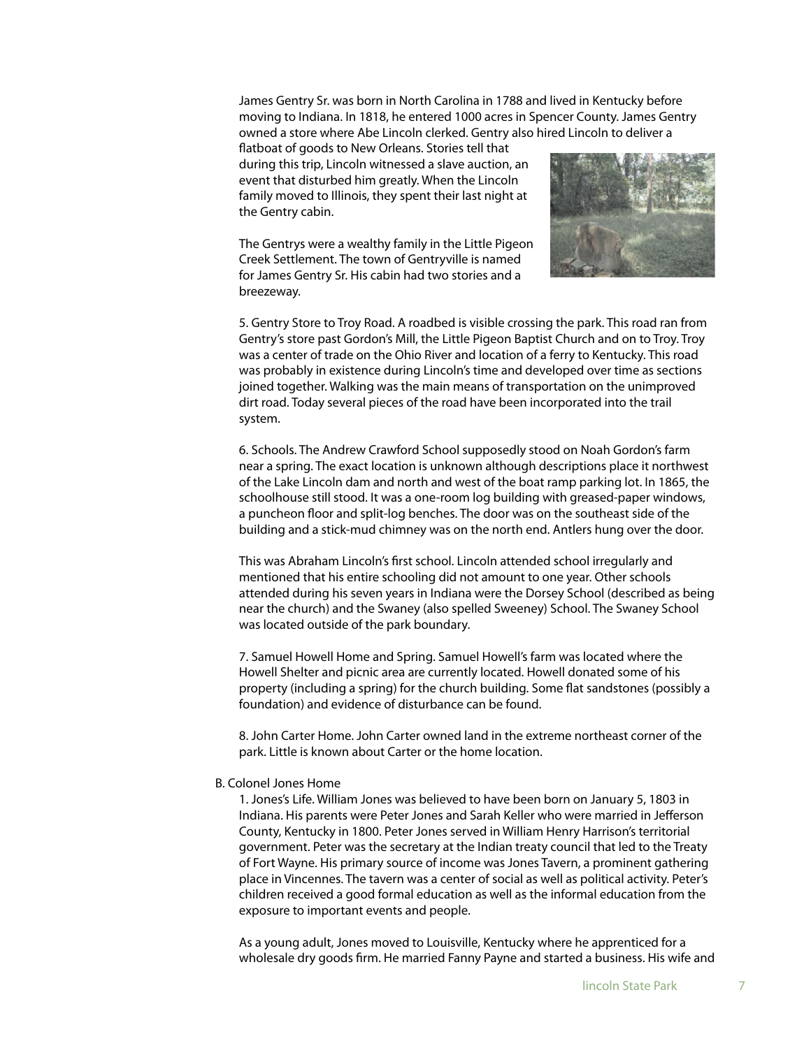James Gentry Sr. was born in North Carolina in 1788 and lived in Kentucky before moving to Indiana. In 1818, he entered 1000 acres in Spencer County. James Gentry owned a store where Abe Lincoln clerked. Gentry also hired Lincoln to deliver a flatboat of goods to New Orleans. Stories tell that during this trip, Lincoln witnessed a slave auction, an event that disturbed him greatly. When the Lincoln family moved to Illinois, they spent their last night at the Gentry cabin.

The Gentrys were a wealthy family in the Little Pigeon Creek Settlement. The town of Gentryville is named for James Gentry Sr. His cabin had two stories and a breezeway.

5. Gentry Store to Troy Road. A roadbed is visible crossing the park. This road ran from Gentry's store past Gordon's Mill, the Little Pigeon Baptist Church and on to Troy. Troy was a center of trade on the Ohio River and location of a ferry to Kentucky. This road was probably in existence during Lincoln's time and developed over time as sections joined together. Walking was the main means of transportation on the unimproved dirt road. Today several pieces of the road have been incorporated into the trail system.

6. Schools. The Andrew Crawford School supposedly stood on Noah Gordon's farm near a spring. The exact location is unknown although descriptions place it northwest of the Lake Lincoln dam and north and west of the boat ramp parking lot. In 1865, the schoolhouse still stood. It was a one-room log building with greased-paper windows, a puncheon floor and split-log benches. The door was on the southeast side of the building and a stick-mud chimney was on the north end. Antlers hung over the door.

This was Abraham Lincoln's first school. Lincoln attended school irregularly and mentioned that his entire schooling did not amount to one year. Other schools attended during his seven years in Indiana were the Dorsey School (described as being near the church) and the Swaney (also spelled Sweeney) School. The Swaney School was located outside of the park boundary.

7. Samuel Howell Home and Spring. Samuel Howell's farm was located where the Howell Shelter and picnic area are currently located. Howell donated some of his property (including a spring) for the church building. Some flat sandstones (possibly a foundation) and evidence of disturbance can be found.

8. John Carter Home. John Carter owned land in the extreme northeast corner of the park. Little is known about Carter or the home location.

B. Colonel Jones Home

1. Jones's Life. William Jones was believed to have been born on January 5, 1803 in Indiana. His parents were Peter Jones and Sarah Keller who were married in Jefferson County, Kentucky in 1800. Peter Jones served in William Henry Harrison's territorial government. Peter was the secretary at the Indian treaty council that led to the Treaty of Fort Wayne. His primary source of income was Jones Tavern, a prominent gathering place in Vincennes. The tavern was a center of social as well as political activity. Peter's children received a good formal education as well as the informal education from the exposure to important events and people.

As a young adult, Jones moved to Louisville, Kentucky where he apprenticed for a wholesale dry goods firm. He married Fanny Payne and started a business. His wife and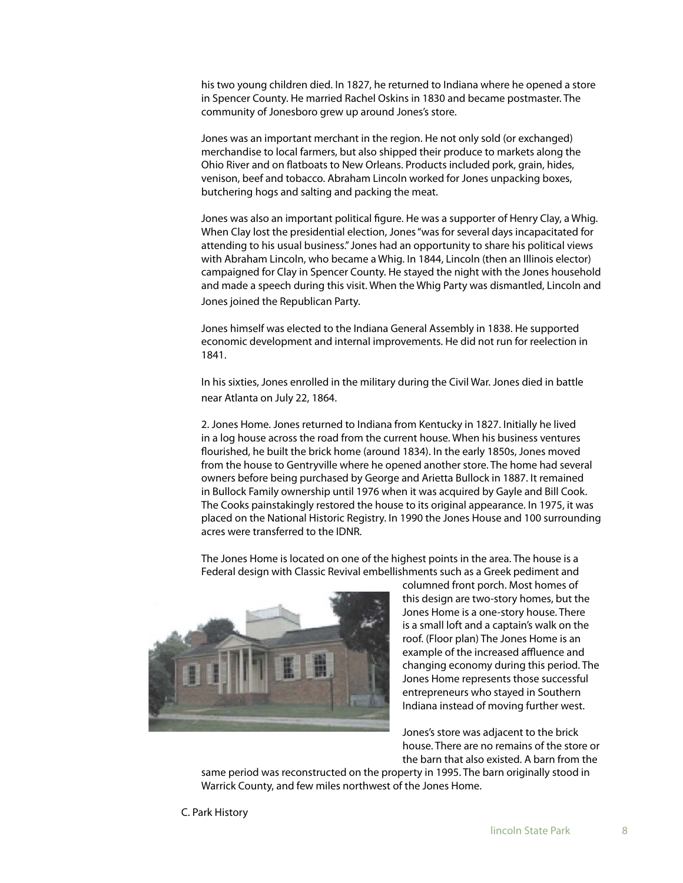his two young children died. In 1827, he returned to Indiana where he opened a store in Spencer County. He married Rachel Oskins in 1830 and became postmaster. The community of Jonesboro grew up around Jones's store.

Jones was an important merchant in the region. He not only sold (or exchanged) merchandise to local farmers, but also shipped their produce to markets along the Ohio River and on flatboats to New Orleans. Products included pork, grain, hides, venison, beef and tobacco. Abraham Lincoln worked for Jones unpacking boxes, butchering hogs and salting and packing the meat.

Jones was also an important political figure. He was a supporter of Henry Clay, a Whig. When Clay lost the presidential election, Jones "was for several days incapacitated for attending to his usual business." Jones had an opportunity to share his political views with Abraham Lincoln, who became a Whig. In 1844, Lincoln (then an Illinois elector) campaigned for Clay in Spencer County. He stayed the night with the Jones household and made a speech during this visit. When the Whig Party was dismantled, Lincoln and Jones joined the Republican Party.

Jones himself was elected to the Indiana General Assembly in 1838. He supported economic development and internal improvements. He did not run for reelection in 1841.

In his sixties, Jones enrolled in the military during the Civil War. Jones died in battle near Atlanta on July 22, 1864.

2. Jones Home. Jones returned to Indiana from Kentucky in 1827. Initially he lived in a log house across the road from the current house. When his business ventures flourished, he built the brick home (around 1834). In the early 1850s, Jones moved from the house to Gentryville where he opened another store. The home had several owners before being purchased by George and Arietta Bullock in 1887. It remained in Bullock Family ownership until 1976 when it was acquired by Gayle and Bill Cook. The Cooks painstakingly restored the house to its original appearance. In 1975, it was placed on the National Historic Registry. In 1990 the Jones House and 100 surrounding acres were transferred to the IDNR.

The Jones Home is located on one of the highest points in the area. The house is a Federal design with Classic Revival embellishments such as a Greek pediment and columned front porch. Most homes of this design are two-story homes, but the Jones Home is a one-story house. There is a small loft and a captain's walk on the roof. (Floor plan) The Jones Home is an example of the increased affluence and changing economy during this period. The Jones Home represents those successful entrepreneurs who stayed in Southern Indiana instead of moving further west.

Jones's store was adjacent to the brick house. There are no remains of the store or the barn that also existed. A barn from the same period was reconstructed on the property in 1995. The barn originally stood in Warrick County, and few miles northwest of the Jones Home.

C. Park History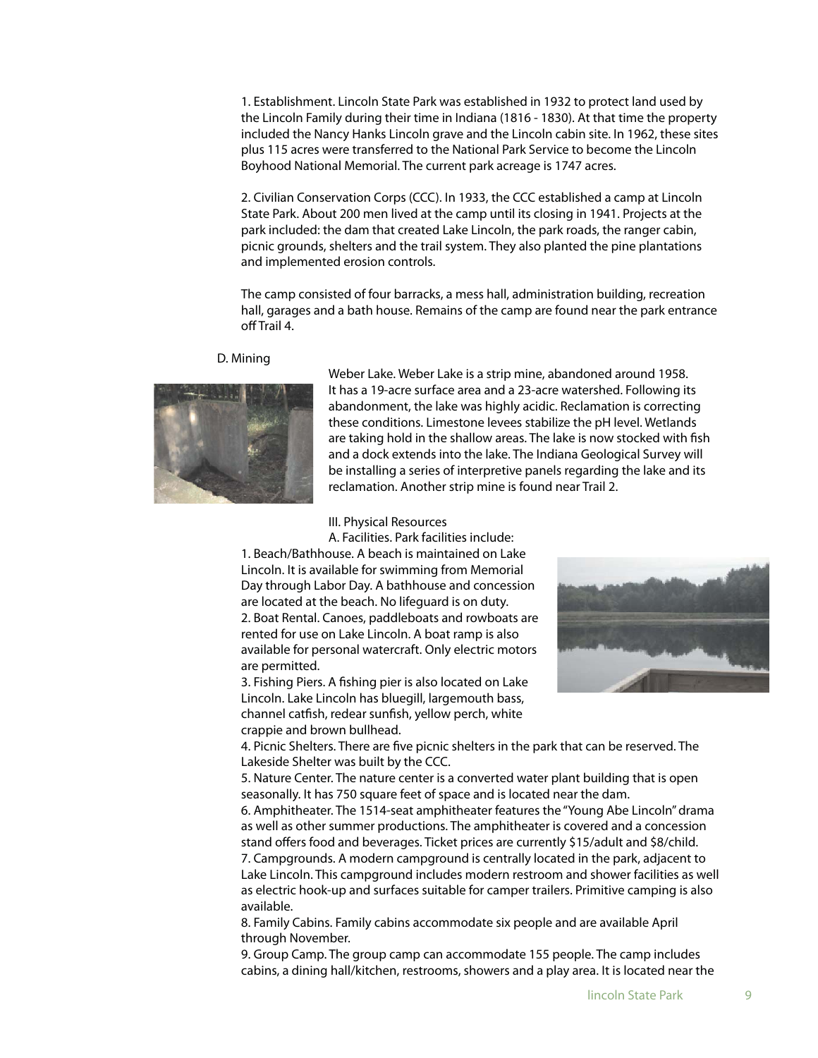1. Establishment. Lincoln State Park was established in 1932 to protect land used by the Lincoln Family during their time in Indiana (1816 - 1830). At that time the property included the Nancy Hanks Lincoln grave and the Lincoln cabin site. In 1962, these sites plus 115 acres were transferred to the National Park Service to become the Lincoln Boyhood National Memorial. The current park acreage is 1747 acres.

2. Civilian Conservation Corps (CCC). In 1933, the CCC established a camp at Lincoln State Park. About 200 men lived at the camp until its closing in 1941. Projects at the park included: the dam that created Lake Lincoln, the park roads, the ranger cabin, picnic grounds, shelters and the trail system. They also planted the pine plantations and implemented erosion controls.

The camp consisted of four barracks, a mess hall, administration building, recreation hall, garages and a bath house. Remains of the camp are found near the park entrance off Trail 4.

D. Mining

Weber Lake. Weber Lake is a strip mine, abandoned around 1958. It has a 19-acre surface area and a 23-acre watershed. Following its abandonment, the lake was highly acidic. Reclamation is correcting these conditions. Limestone levees stabilize the pH level. Wetlands are taking hold in the shallow areas. The lake is now stocked with fish and a dock extends into the lake. The Indiana Geological Survey will be installing a series of interpretive panels regarding the lake and its reclamation. Another strip mine is found near Trail 2.

III. Physical Resources

A. Facilities. Park facilities include:

1. Beach/Bathhouse. A beach is maintained on Lake Lincoln. It is available for swimming from Memorial Day through Labor Day. A bathhouse and concession are located at the beach. No lifeguard is on duty.
2. Boat Rental. Canoes, paddleboats and rowboats are rented for use on Lake Lincoln. A boat ramp is also available for personal watercraft. Only electric motors are permitted.
3. Fishing Piers. A fishing pier is also located on Lake Lincoln. Lake Lincoln has bluegill, largemouth bass, channel catfish, redear sunfish, yellow perch, white crappie and brown bullhead.
4. Picnic Shelters. There are five picnic shelters in the park that can be reserved. The Lakeside Shelter was built by the CCC.
5. Nature Center. The nature center is a converted water plant building that is open seasonally. It has 750 square feet of space and is located near the dam.
6. Amphitheater. The 1514-seat amphitheater features the "Young Abe Lincoln" drama as well as other summer productions. The amphitheater is covered and a concession stand offers food and beverages. Ticket prices are currently $15/adult and $8/child.
7. Campgrounds. A modern campground is centrally located in the park, adjacent to Lake Lincoln. This campground includes modern restroom and shower facilities as well as electric hook-up and surfaces suitable for camper trailers. Primitive camping is also available.
8. Family Cabins. Family cabins accommodate six people and are available April through November.
9. Group Camp. The group camp can accommodate 155 people. The camp includes cabins, a dining hall/kitchen, restrooms, showers and a play area. It is located near the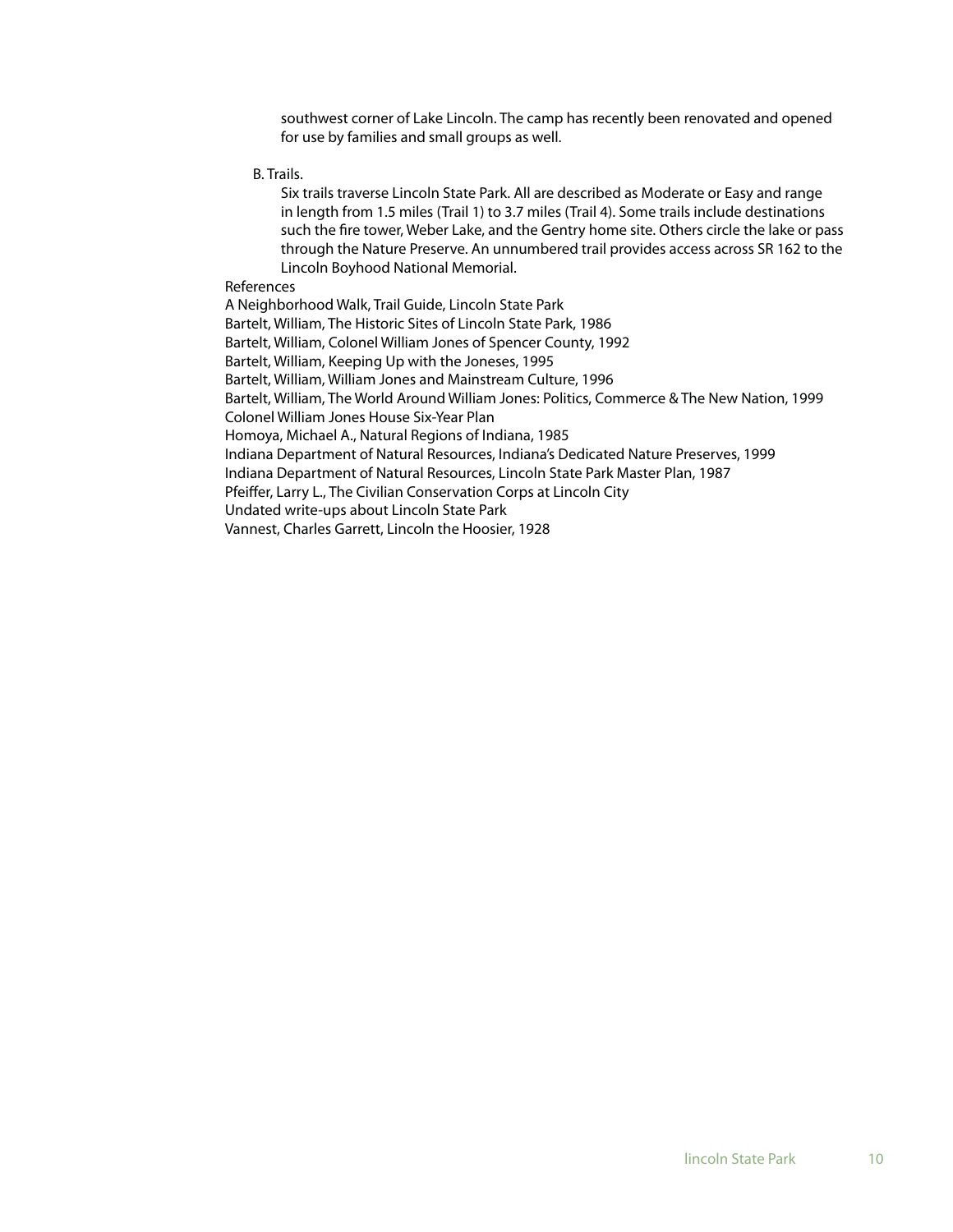southwest corner of Lake Lincoln. The camp has recently been renovated and opened for use by families and small groups as well.

B. Trails.

Six trails traverse Lincoln State Park. All are described as Moderate or Easy and range in length from 1.5 miles (Trail 1) to 3.7 miles (Trail 4). Some trails include destinations such the fire tower, Weber Lake, and the Gentry home site. Others circle the lake or pass through the Nature Preserve. An unnumbered trail provides access across SR 162 to the Lincoln Boyhood National Memorial.

References

A Neighborhood Walk, Trail Guide, Lincoln State Park  
Bartelt, William, The Historic Sites of Lincoln State Park, 1986  
Bartelt, William, Colonel William Jones of Spencer County, 1992  
Bartelt, William, Keeping Up with the Joneses, 1995  
Bartelt, William, William Jones and Mainstream Culture, 1996  
Bartelt, William, The World Around William Jones: Politics, Commerce & The New Nation, 1999  
Colonel William Jones House Six-Year Plan  
Homoya, Michael A., Natural Regions of Indiana, 1985  
Indiana Department of Natural Resources, Indiana's Dedicated Nature Preserves, 1999  
Indiana Department of Natural Resources, Lincoln State Park Master Plan, 1987  
Pfeiffer, Larry L., The Civilian Conservation Corps at Lincoln City  
Undated write-ups about Lincoln State Park  
Vannest, Charles Garrett, Lincoln the Hoosier, 1928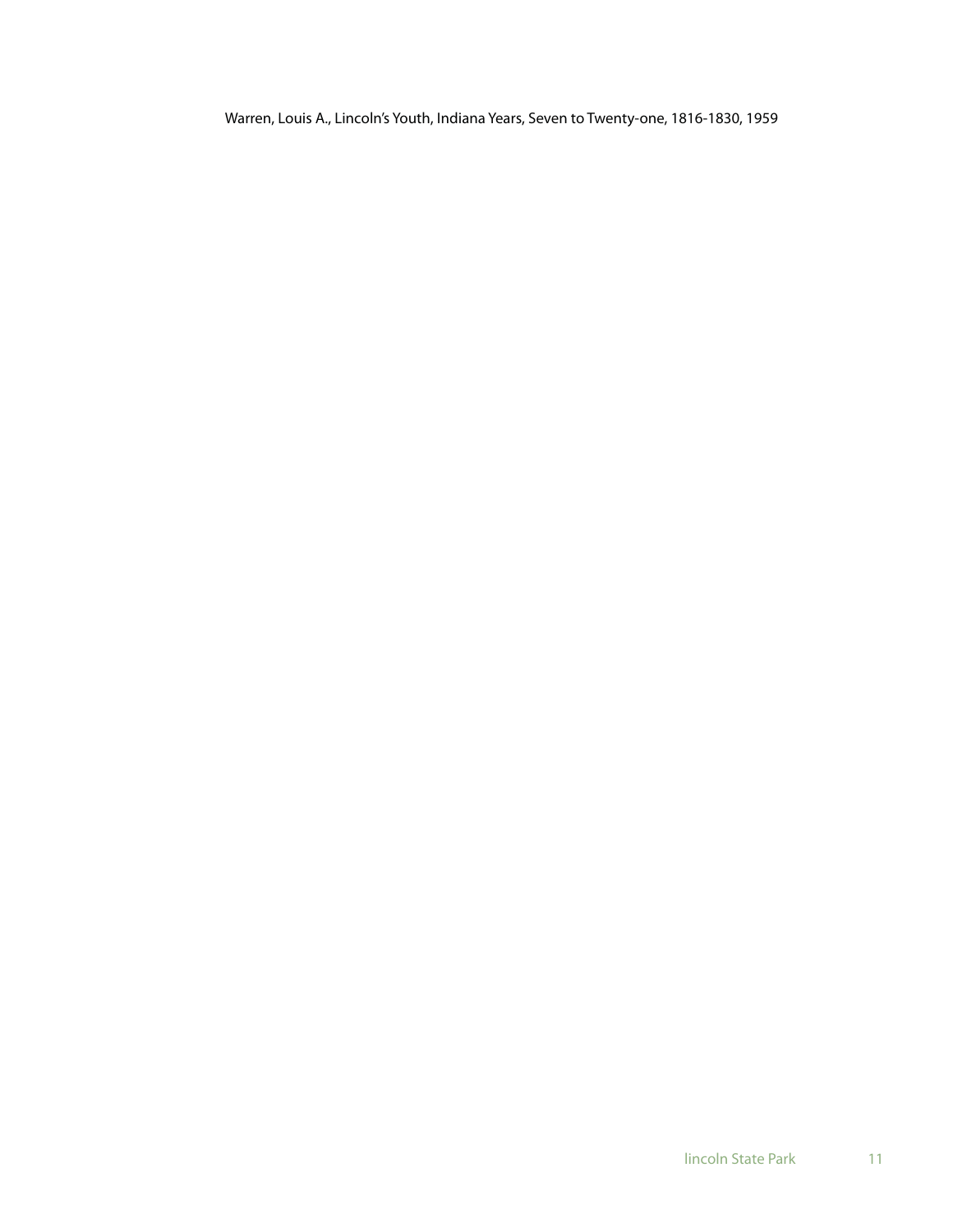Warren, Louis A., Lincoln's Youth, Indiana Years, Seven to Twenty-one, 1816-1830, 1959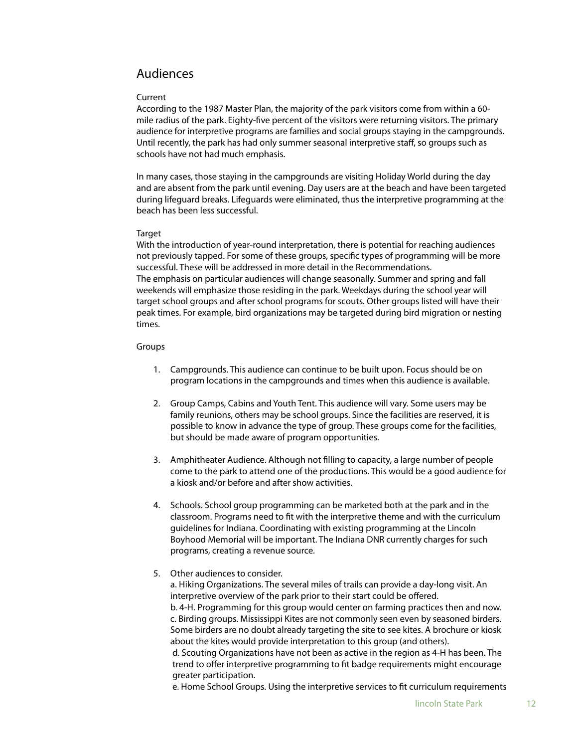## Audiences

### Current

According to the 1987 Master Plan, the majority of the park visitors come from within a 60-mile radius of the park. Eighty-five percent of the visitors were returning visitors. The primary audience for interpretive programs are families and social groups staying in the campgrounds. Until recently, the park has had only summer seasonal interpretive staff, so groups such as schools have not had much emphasis.

In many cases, those staying in the campgrounds are visiting Holiday World during the day and are absent from the park until evening. Day users are at the beach and have been targeted during lifeguard breaks. Lifeguards were eliminated, thus the interpretive programming at the beach has been less successful.

### Target

With the introduction of year-round interpretation, there is potential for reaching audiences not previously tapped. For some of these groups, specific types of programming will be more successful. These will be addressed in more detail in the Recommendations.
The emphasis on particular audiences will change seasonally. Summer and spring and fall weekends will emphasize those residing in the park. Weekdays during the school year will target school groups and after school programs for scouts. Other groups listed will have their peak times. For example, bird organizations may be targeted during bird migration or nesting times.

### Groups

1. Campgrounds. This audience can continue to be built upon. Focus should be on program locations in the campgrounds and times when this audience is available.

2. Group Camps, Cabins and Youth Tent. This audience will vary. Some users may be family reunions, others may be school groups. Since the facilities are reserved, it is possible to know in advance the type of group. These groups come for the facilities, but should be made aware of program opportunities.

3. Amphitheater Audience. Although not filling to capacity, a large number of people come to the park to attend one of the productions. This would be a good audience for a kiosk and/or before and after show activities.

4. Schools. School group programming can be marketed both at the park and in the classroom. Programs need to fit with the interpretive theme and with the curriculum guidelines for Indiana. Coordinating with existing programming at the Lincoln Boyhood Memorial will be important. The Indiana DNR currently charges for such programs, creating a revenue source.

5. Other audiences to consider.
   a. Hiking Organizations. The several miles of trails can provide a day-long visit. An interpretive overview of the park prior to their start could be offered.
   b. 4-H. Programming for this group would center on farming practices then and now.
   c. Birding groups. Mississippi Kites are not commonly seen even by seasoned birders. Some birders are no doubt already targeting the site to see kites. A brochure or kiosk about the kites would provide interpretation to this group (and others).
   d. Scouting Organizations have not been as active in the region as 4-H has been. The trend to offer interpretive programming to fit badge requirements might encourage greater participation.
   e. Home School Groups. Using the interpretive services to fit curriculum requirements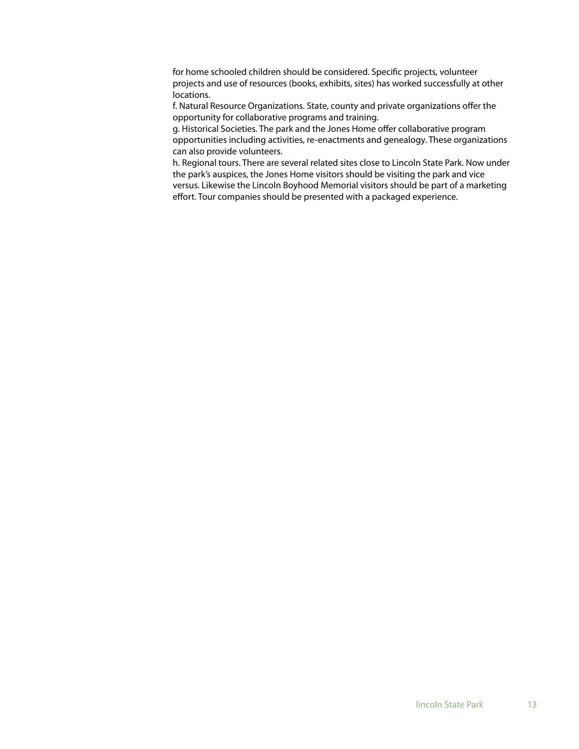for home schooled children should be considered. Specific projects, volunteer projects and use of resources (books, exhibits, sites) has worked successfully at other locations.

f. Natural Resource Organizations. State, county and private organizations offer the opportunity for collaborative programs and training.

g. Historical Societies. The park and the Jones Home offer collaborative program opportunities including activities, re-enactments and genealogy. These organizations can also provide volunteers.

h. Regional tours. There are several related sites close to Lincoln State Park. Now under the park's auspices, the Jones Home visitors should be visiting the park and vice versus. Likewise the Lincoln Boyhood Memorial visitors should be part of a marketing effort. Tour companies should be presented with a packaged experience.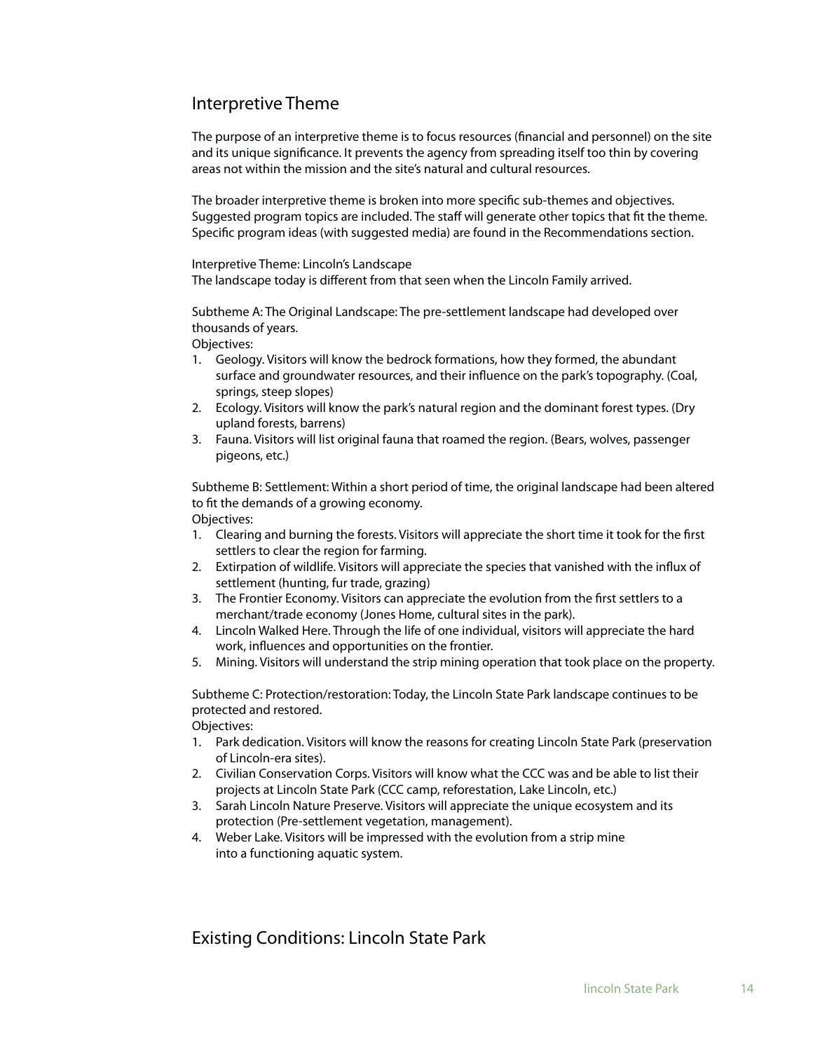## Interpretive Theme

The purpose of an interpretive theme is to focus resources (financial and personnel) on the site and its unique significance. It prevents the agency from spreading itself too thin by covering areas not within the mission and the site's natural and cultural resources.

The broader interpretive theme is broken into more specific sub-themes and objectives. Suggested program topics are included. The staff will generate other topics that fit the theme. Specific program ideas (with suggested media) are found in the Recommendations section.

Interpretive Theme: Lincoln's Landscape
The landscape today is different from that seen when the Lincoln Family arrived.

Subtheme A: The Original Landscape: The pre-settlement landscape had developed over thousands of years.
Objectives:

1. Geology. Visitors will know the bedrock formations, how they formed, the abundant surface and groundwater resources, and their influence on the park's topography. (Coal, springs, steep slopes)
2. Ecology. Visitors will know the park's natural region and the dominant forest types. (Dry upland forests, barrens)
3. Fauna. Visitors will list original fauna that roamed the region. (Bears, wolves, passenger pigeons, etc.)

Subtheme B: Settlement: Within a short period of time, the original landscape had been altered to fit the demands of a growing economy.
Objectives:

1. Clearing and burning the forests. Visitors will appreciate the short time it took for the first settlers to clear the region for farming.
2. Extirpation of wildlife. Visitors will appreciate the species that vanished with the influx of settlement (hunting, fur trade, grazing)
3. The Frontier Economy. Visitors can appreciate the evolution from the first settlers to a merchant/trade economy (Jones Home, cultural sites in the park).
4. Lincoln Walked Here. Through the life of one individual, visitors will appreciate the hard work, influences and opportunities on the frontier.
5. Mining. Visitors will understand the strip mining operation that took place on the property.

Subtheme C: Protection/restoration: Today, the Lincoln State Park landscape continues to be protected and restored.
Objectives:

1. Park dedication. Visitors will know the reasons for creating Lincoln State Park (preservation of Lincoln-era sites).
2. Civilian Conservation Corps. Visitors will know what the CCC was and be able to list their projects at Lincoln State Park (CCC camp, reforestation, Lake Lincoln, etc.)
3. Sarah Lincoln Nature Preserve. Visitors will appreciate the unique ecosystem and its protection (Pre-settlement vegetation, management).
4. Weber Lake. Visitors will be impressed with the evolution from a strip mine into a functioning aquatic system.

## Existing Conditions: Lincoln State Park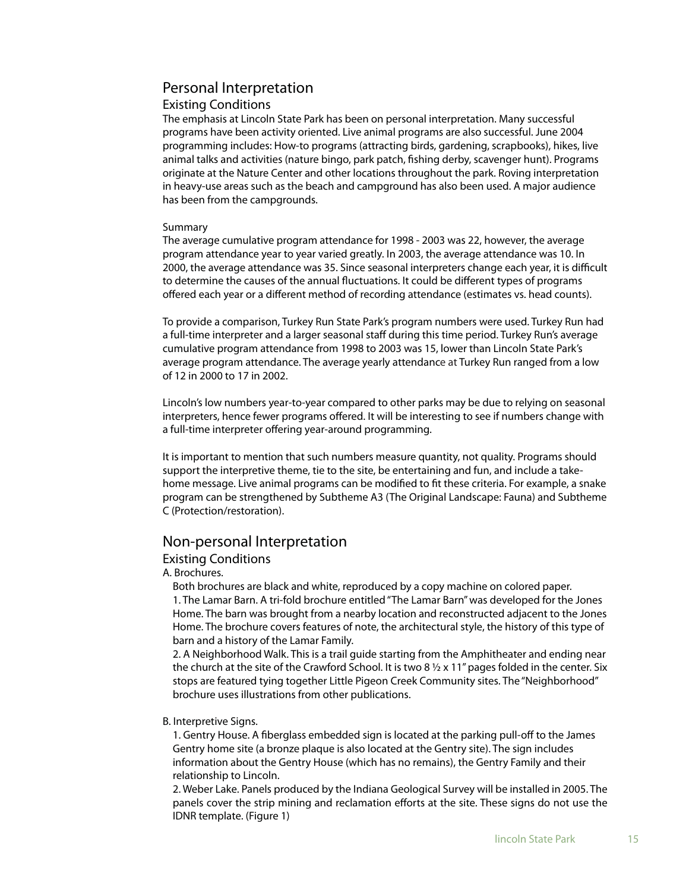## Personal Interpretation

### Existing Conditions

The emphasis at Lincoln State Park has been on personal interpretation. Many successful programs have been activity oriented. Live animal programs are also successful. June 2004 programming includes: How-to programs (attracting birds, gardening, scrapbooks), hikes, live animal talks and activities (nature bingo, park patch, fishing derby, scavenger hunt). Programs originate at the Nature Center and other locations throughout the park. Roving interpretation in heavy-use areas such as the beach and campground has also been used. A major audience has been from the campgrounds.

Summary

The average cumulative program attendance for 1998 - 2003 was 22, however, the average program attendance year to year varied greatly. In 2003, the average attendance was 10. In 2000, the average attendance was 35. Since seasonal interpreters change each year, it is difficult to determine the causes of the annual fluctuations. It could be different types of programs offered each year or a different method of recording attendance (estimates vs. head counts).

To provide a comparison, Turkey Run State Park's program numbers were used. Turkey Run had a full-time interpreter and a larger seasonal staff during this time period. Turkey Run's average cumulative program attendance from 1998 to 2003 was 15, lower than Lincoln State Park's average program attendance. The average yearly attendance at Turkey Run ranged from a low of 12 in 2000 to 17 in 2002.

Lincoln's low numbers year-to-year compared to other parks may be due to relying on seasonal interpreters, hence fewer programs offered. It will be interesting to see if numbers change with a full-time interpreter offering year-around programming.

It is important to mention that such numbers measure quantity, not quality. Programs should support the interpretive theme, tie to the site, be entertaining and fun, and include a take-home message. Live animal programs can be modified to fit these criteria. For example, a snake program can be strengthened by Subtheme A3 (The Original Landscape: Fauna) and Subtheme C (Protection/restoration).

## Non-personal Interpretation

### Existing Conditions

A. Brochures.

Both brochures are black and white, reproduced by a copy machine on colored paper.

1. The Lamar Barn. A tri-fold brochure entitled "The Lamar Barn" was developed for the Jones Home. The barn was brought from a nearby location and reconstructed adjacent to the Jones Home. The brochure covers features of note, the architectural style, the history of this type of barn and a history of the Lamar Family.

2. A Neighborhood Walk. This is a trail guide starting from the Amphitheater and ending near the church at the site of the Crawford School. It is two 8 ½ x 11" pages folded in the center. Six stops are featured tying together Little Pigeon Creek Community sites. The "Neighborhood" brochure uses illustrations from other publications.

B. Interpretive Signs.

1. Gentry House. A fiberglass embedded sign is located at the parking pull-off to the James Gentry home site (a bronze plaque is also located at the Gentry site). The sign includes information about the Gentry House (which has no remains), the Gentry Family and their relationship to Lincoln.

2. Weber Lake. Panels produced by the Indiana Geological Survey will be installed in 2005. The panels cover the strip mining and reclamation efforts at the site. These signs do not use the IDNR template. (Figure 1)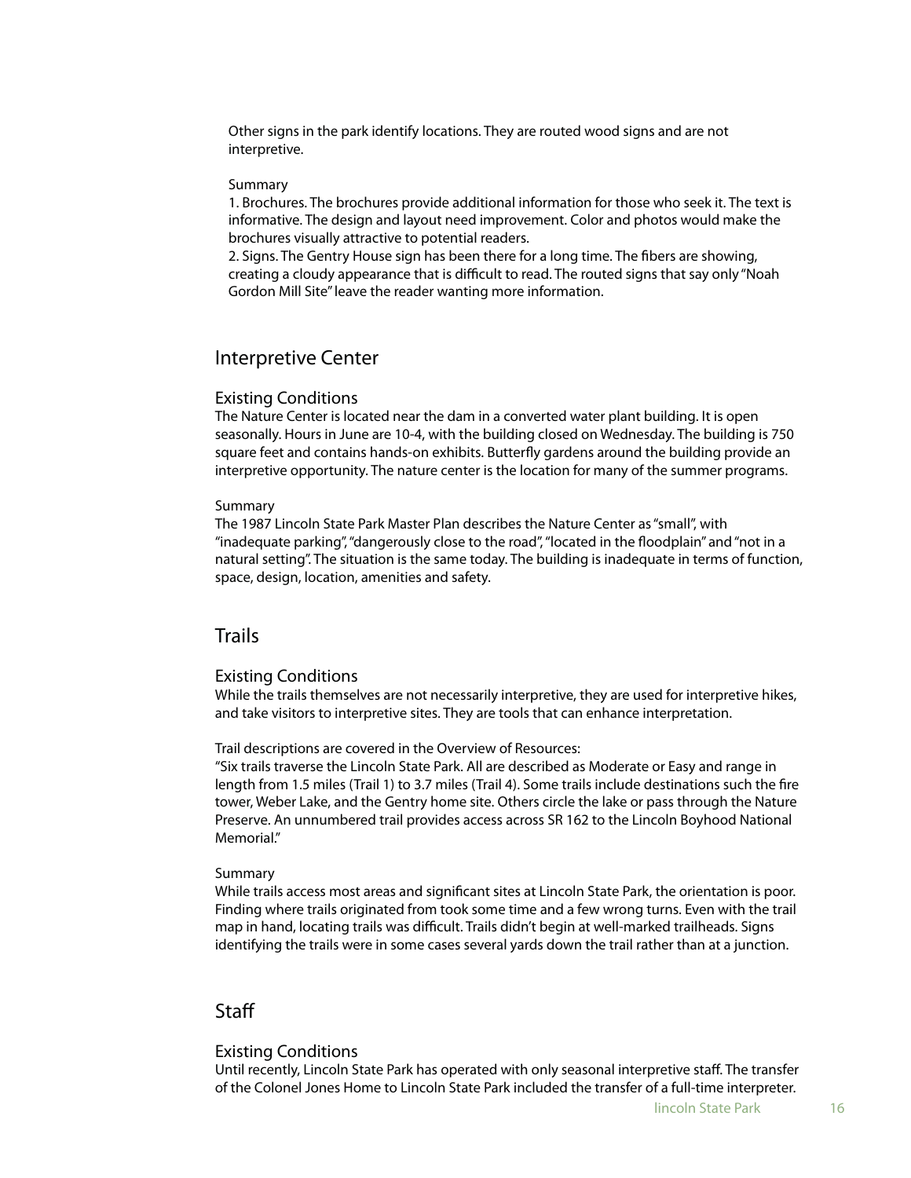Other signs in the park identify locations. They are routed wood signs and are not interpretive.

Summary

1. Brochures. The brochures provide additional information for those who seek it. The text is informative. The design and layout need improvement. Color and photos would make the brochures visually attractive to potential readers.
2. Signs. The Gentry House sign has been there for a long time. The fibers are showing, creating a cloudy appearance that is difficult to read. The routed signs that say only "Noah Gordon Mill Site" leave the reader wanting more information.

## Interpretive Center

### Existing Conditions

The Nature Center is located near the dam in a converted water plant building. It is open seasonally. Hours in June are 10-4, with the building closed on Wednesday. The building is 750 square feet and contains hands-on exhibits. Butterfly gardens around the building provide an interpretive opportunity. The nature center is the location for many of the summer programs.

### Summary

The 1987 Lincoln State Park Master Plan describes the Nature Center as "small", with "inadequate parking", "dangerously close to the road", "located in the floodplain" and "not in a natural setting". The situation is the same today. The building is inadequate in terms of function, space, design, location, amenities and safety.

## Trails

### Existing Conditions

While the trails themselves are not necessarily interpretive, they are used for interpretive hikes, and take visitors to interpretive sites. They are tools that can enhance interpretation.

Trail descriptions are covered in the Overview of Resources:
"Six trails traverse the Lincoln State Park. All are described as Moderate or Easy and range in length from 1.5 miles (Trail 1) to 3.7 miles (Trail 4). Some trails include destinations such the fire tower, Weber Lake, and the Gentry home site. Others circle the lake or pass through the Nature Preserve. An unnumbered trail provides access across SR 162 to the Lincoln Boyhood National Memorial."

### Summary

While trails access most areas and significant sites at Lincoln State Park, the orientation is poor. Finding where trails originated from took some time and a few wrong turns. Even with the trail map in hand, locating trails was difficult. Trails didn't begin at well-marked trailheads. Signs identifying the trails were in some cases several yards down the trail rather than at a junction.

## Staff

### Existing Conditions

Until recently, Lincoln State Park has operated with only seasonal interpretive staff. The transfer of the Colonel Jones Home to Lincoln State Park included the transfer of a full-time interpreter.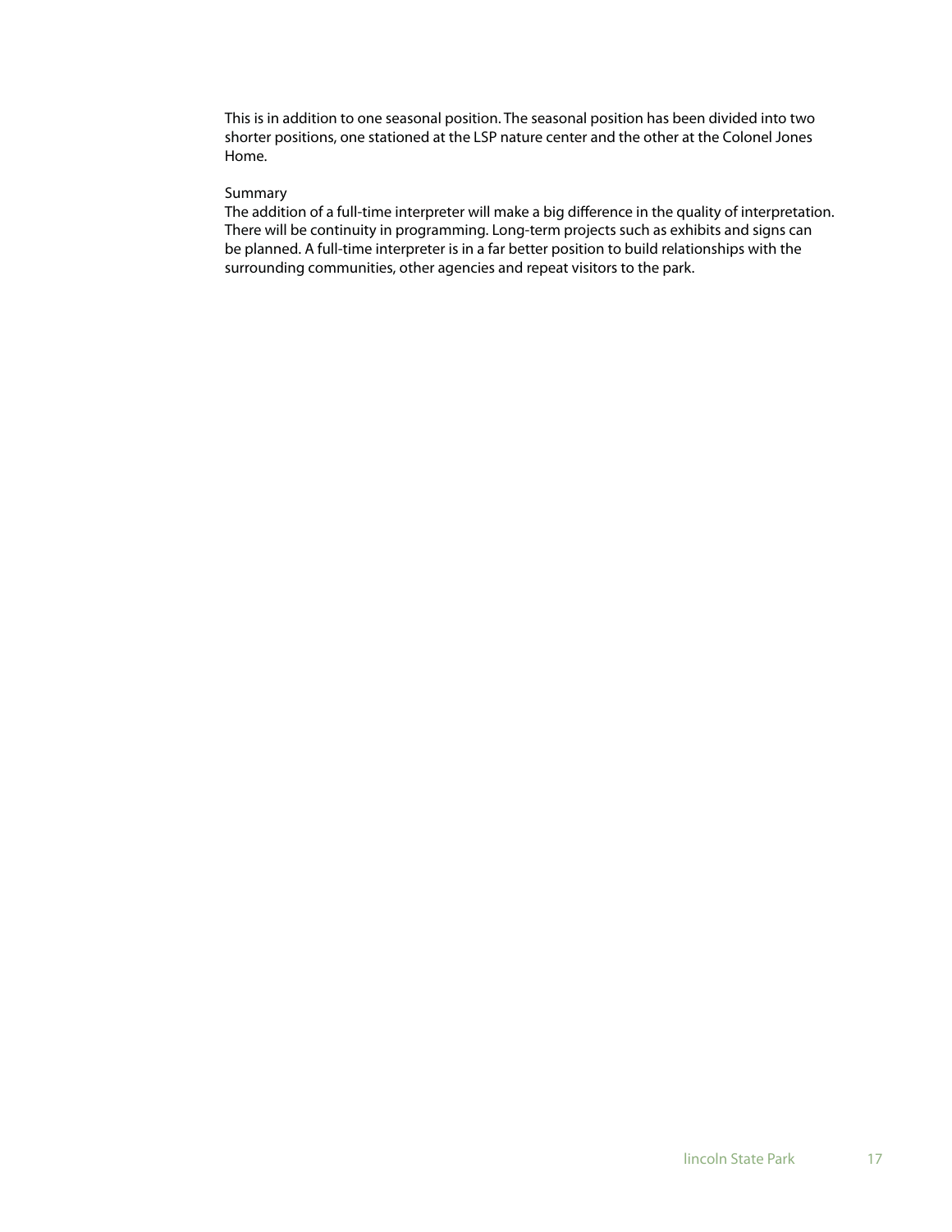This is in addition to one seasonal position. The seasonal position has been divided into two shorter positions, one stationed at the LSP nature center and the other at the Colonel Jones Home.

### Summary

The addition of a full-time interpreter will make a big difference in the quality of interpretation. There will be continuity in programming. Long-term projects such as exhibits and signs can be planned. A full-time interpreter is in a far better position to build relationships with the surrounding communities, other agencies and repeat visitors to the park.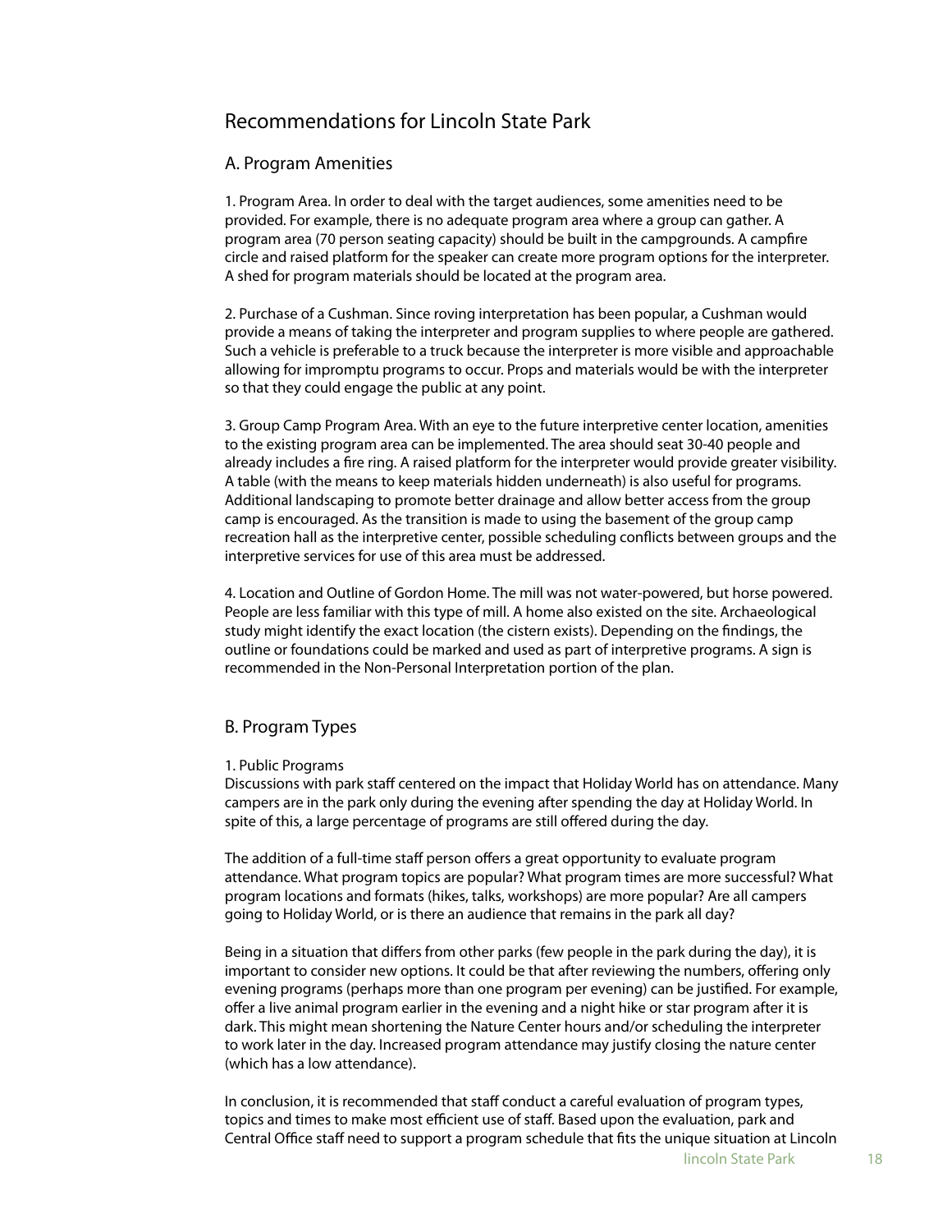## Recommendations for Lincoln State Park

### A. Program Amenities

1. Program Area. In order to deal with the target audiences, some amenities need to be provided. For example, there is no adequate program area where a group can gather. A program area (70 person seating capacity) should be built in the campgrounds. A campfire circle and raised platform for the speaker can create more program options for the interpreter. A shed for program materials should be located at the program area.

2. Purchase of a Cushman. Since roving interpretation has been popular, a Cushman would provide a means of taking the interpreter and program supplies to where people are gathered. Such a vehicle is preferable to a truck because the interpreter is more visible and approachable allowing for impromptu programs to occur. Props and materials would be with the interpreter so that they could engage the public at any point.

3. Group Camp Program Area. With an eye to the future interpretive center location, amenities to the existing program area can be implemented. The area should seat 30-40 people and already includes a fire ring. A raised platform for the interpreter would provide greater visibility. A table (with the means to keep materials hidden underneath) is also useful for programs. Additional landscaping to promote better drainage and allow better access from the group camp is encouraged. As the transition is made to using the basement of the group camp recreation hall as the interpretive center, possible scheduling conflicts between groups and the interpretive services for use of this area must be addressed.

4. Location and Outline of Gordon Home. The mill was not water-powered, but horse powered. People are less familiar with this type of mill. A home also existed on the site. Archaeological study might identify the exact location (the cistern exists). Depending on the findings, the outline or foundations could be marked and used as part of interpretive programs. A sign is recommended in the Non-Personal Interpretation portion of the plan.

### B. Program Types

1. Public Programs

Discussions with park staff centered on the impact that Holiday World has on attendance. Many campers are in the park only during the evening after spending the day at Holiday World. In spite of this, a large percentage of programs are still offered during the day.

The addition of a full-time staff person offers a great opportunity to evaluate program attendance. What program topics are popular? What program times are more successful? What program locations and formats (hikes, talks, workshops) are more popular? Are all campers going to Holiday World, or is there an audience that remains in the park all day?

Being in a situation that differs from other parks (few people in the park during the day), it is important to consider new options. It could be that after reviewing the numbers, offering only evening programs (perhaps more than one program per evening) can be justified. For example, offer a live animal program earlier in the evening and a night hike or star program after it is dark. This might mean shortening the Nature Center hours and/or scheduling the interpreter to work later in the day. Increased program attendance may justify closing the nature center (which has a low attendance).

In conclusion, it is recommended that staff conduct a careful evaluation of program types, topics and times to make most efficient use of staff. Based upon the evaluation, park and Central Office staff need to support a program schedule that fits the unique situation at Lincoln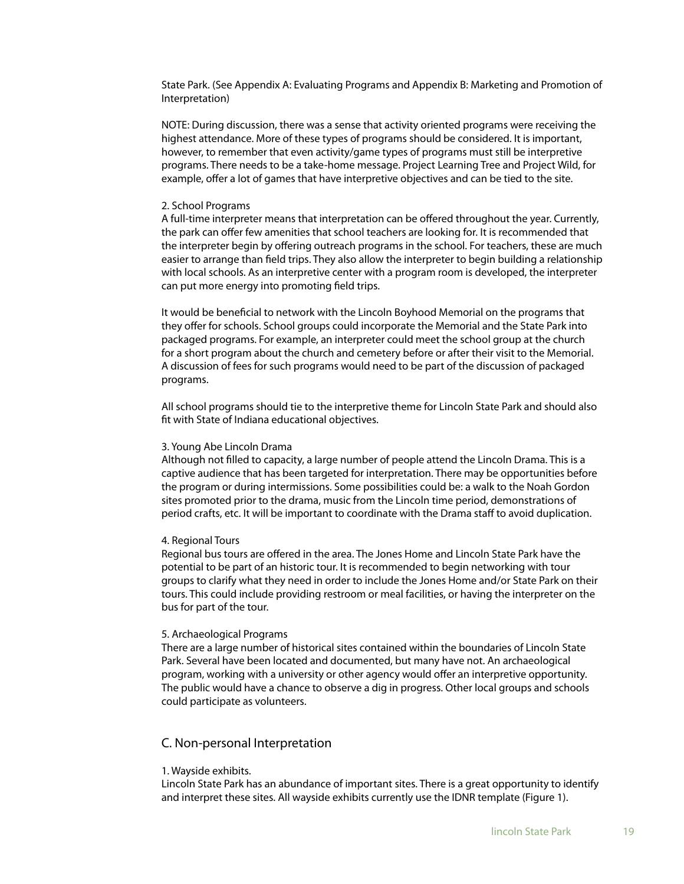State Park. (See Appendix A: Evaluating Programs and Appendix B: Marketing and Promotion of Interpretation)

NOTE: During discussion, there was a sense that activity oriented programs were receiving the highest attendance. More of these types of programs should be considered. It is important, however, to remember that even activity/game types of programs must still be interpretive programs. There needs to be a take-home message. Project Learning Tree and Project Wild, for example, offer a lot of games that have interpretive objectives and can be tied to the site.

2. School Programs
A full-time interpreter means that interpretation can be offered throughout the year. Currently, the park can offer few amenities that school teachers are looking for. It is recommended that the interpreter begin by offering outreach programs in the school. For teachers, these are much easier to arrange than field trips. They also allow the interpreter to begin building a relationship with local schools. As an interpretive center with a program room is developed, the interpreter can put more energy into promoting field trips.

It would be beneficial to network with the Lincoln Boyhood Memorial on the programs that they offer for schools. School groups could incorporate the Memorial and the State Park into packaged programs. For example, an interpreter could meet the school group at the church for a short program about the church and cemetery before or after their visit to the Memorial. A discussion of fees for such programs would need to be part of the discussion of packaged programs.

All school programs should tie to the interpretive theme for Lincoln State Park and should also fit with State of Indiana educational objectives.

3. Young Abe Lincoln Drama
Although not filled to capacity, a large number of people attend the Lincoln Drama. This is a captive audience that has been targeted for interpretation. There may be opportunities before the program or during intermissions. Some possibilities could be: a walk to the Noah Gordon sites promoted prior to the drama, music from the Lincoln time period, demonstrations of period crafts, etc. It will be important to coordinate with the Drama staff to avoid duplication.

4. Regional Tours
Regional bus tours are offered in the area. The Jones Home and Lincoln State Park have the potential to be part of an historic tour. It is recommended to begin networking with tour groups to clarify what they need in order to include the Jones Home and/or State Park on their tours. This could include providing restroom or meal facilities, or having the interpreter on the bus for part of the tour.

5. Archaeological Programs
There are a large number of historical sites contained within the boundaries of Lincoln State Park. Several have been located and documented, but many have not. An archaeological program, working with a university or other agency would offer an interpretive opportunity. The public would have a chance to observe a dig in progress. Other local groups and schools could participate as volunteers.

## C. Non-personal Interpretation

1. Wayside exhibits.
Lincoln State Park has an abundance of important sites. There is a great opportunity to identify and interpret these sites. All wayside exhibits currently use the IDNR template (Figure 1).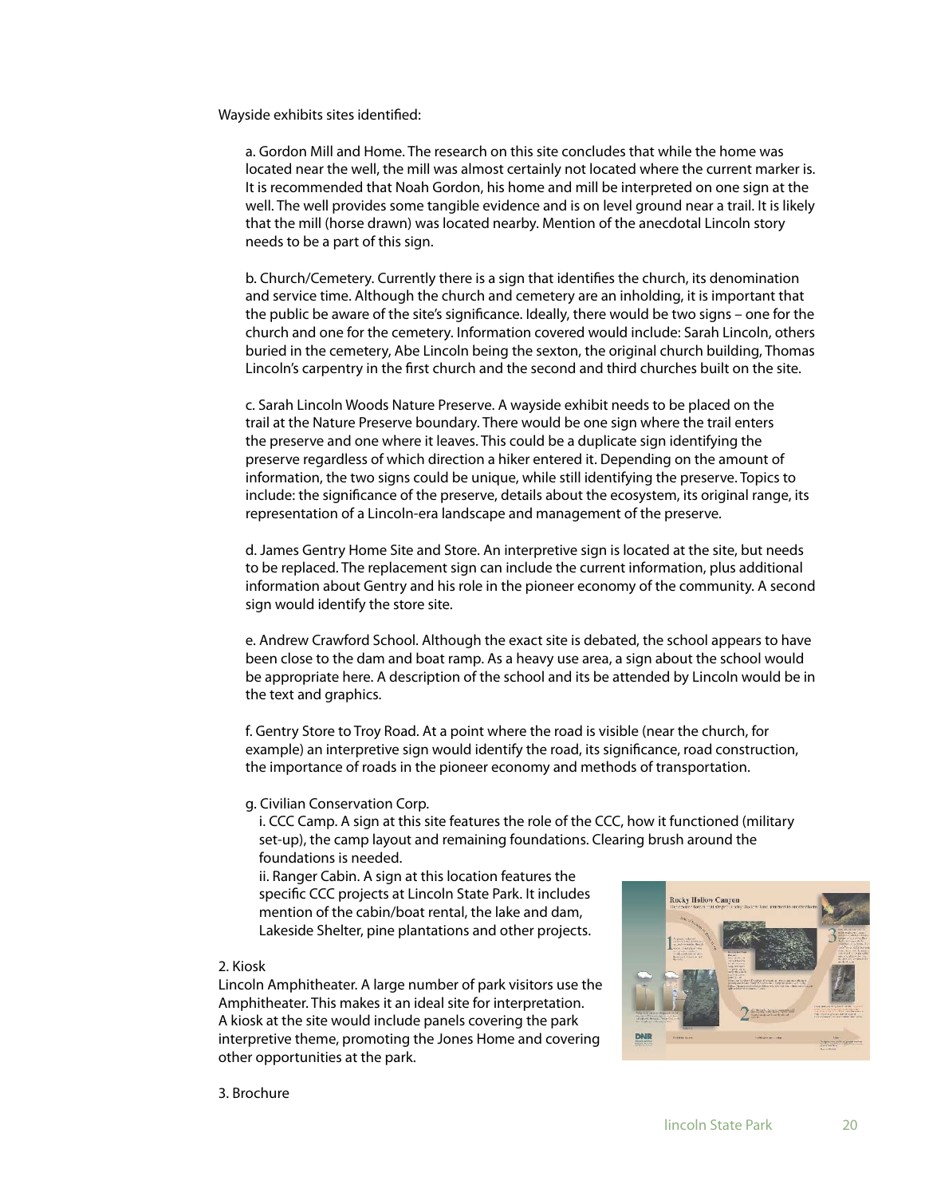Wayside exhibits sites identified:

a. Gordon Mill and Home. The research on this site concludes that while the home was located near the well, the mill was almost certainly not located where the current marker is. It is recommended that Noah Gordon, his home and mill be interpreted on one sign at the well. The well provides some tangible evidence and is on level ground near a trail. It is likely that the mill (horse drawn) was located nearby. Mention of the anecdotal Lincoln story needs to be a part of this sign.

b. Church/Cemetery. Currently there is a sign that identifies the church, its denomination and service time. Although the church and cemetery are an inholding, it is important that the public be aware of the site's significance. Ideally, there would be two signs – one for the church and one for the cemetery. Information covered would include: Sarah Lincoln, others buried in the cemetery, Abe Lincoln being the sexton, the original church building, Thomas Lincoln's carpentry in the first church and the second and third churches built on the site.

c. Sarah Lincoln Woods Nature Preserve. A wayside exhibit needs to be placed on the trail at the Nature Preserve boundary. There would be one sign where the trail enters the preserve and one where it leaves. This could be a duplicate sign identifying the preserve regardless of which direction a hiker entered it. Depending on the amount of information, the two signs could be unique, while still identifying the preserve. Topics to include: the significance of the preserve, details about the ecosystem, its original range, its representation of a Lincoln-era landscape and management of the preserve.

d. James Gentry Home Site and Store. An interpretive sign is located at the site, but needs to be replaced. The replacement sign can include the current information, plus additional information about Gentry and his role in the pioneer economy of the community. A second sign would identify the store site.

e. Andrew Crawford School. Although the exact site is debated, the school appears to have been close to the dam and boat ramp. As a heavy use area, a sign about the school would be appropriate here. A description of the school and its be attended by Lincoln would be in the text and graphics.

f. Gentry Store to Troy Road. At a point where the road is visible (near the church, for example) an interpretive sign would identify the road, its significance, road construction, the importance of roads in the pioneer economy and methods of transportation.

g. Civilian Conservation Corp.

i. CCC Camp. A sign at this site features the role of the CCC, how it functioned (military set-up), the camp layout and remaining foundations. Clearing brush around the foundations is needed.

ii. Ranger Cabin. A sign at this location features the specific CCC projects at Lincoln State Park. It includes mention of the cabin/boat rental, the lake and dam, Lakeside Shelter, pine plantations and other projects.

2. Kiosk

Lincoln Amphitheater. A large number of park visitors use the Amphitheater. This makes it an ideal site for interpretation. A kiosk at the site would include panels covering the park interpretive theme, promoting the Jones Home and covering other opportunities at the park.

3. Brochure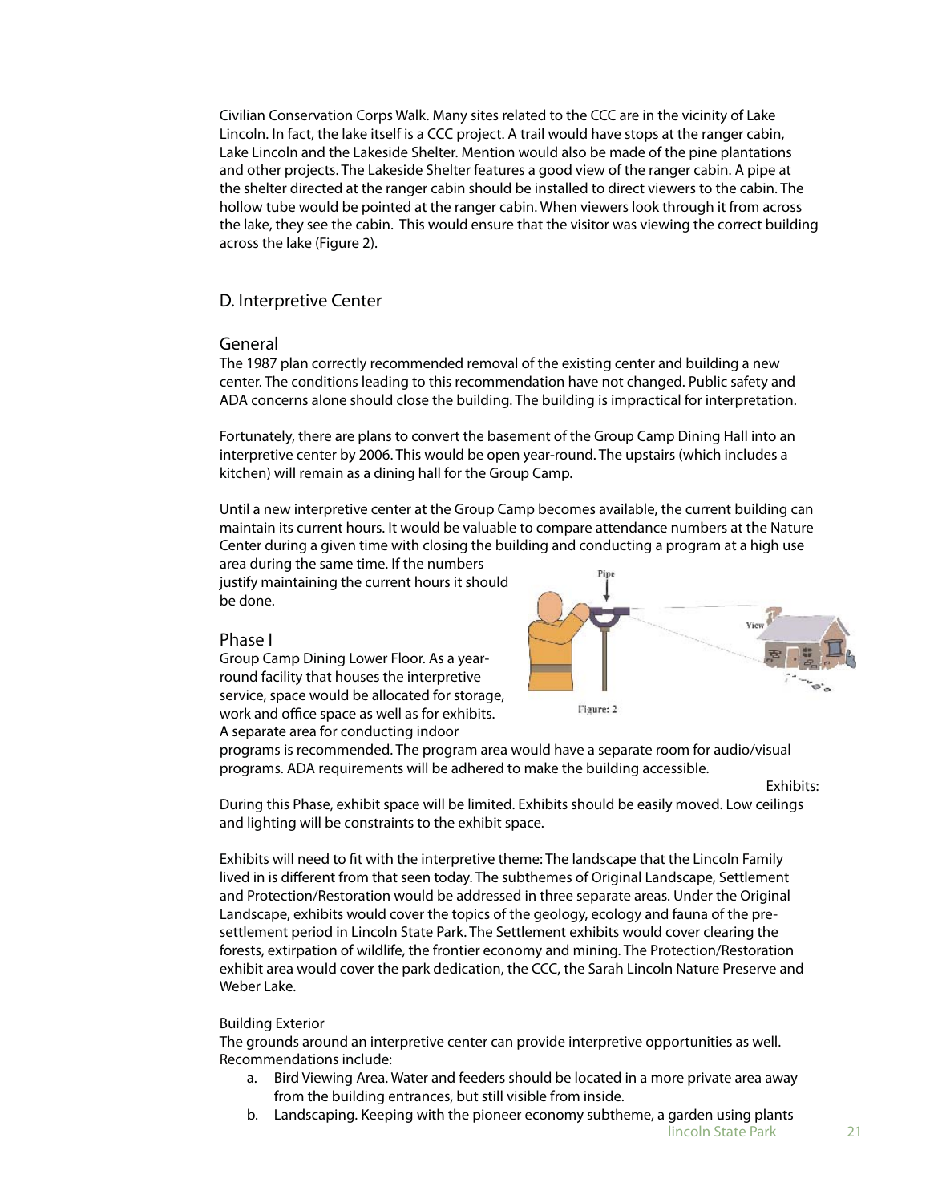Civilian Conservation Corps Walk. Many sites related to the CCC are in the vicinity of Lake Lincoln. In fact, the lake itself is a CCC project. A trail would have stops at the ranger cabin, Lake Lincoln and the Lakeside Shelter. Mention would also be made of the pine plantations and other projects. The Lakeside Shelter features a good view of the ranger cabin. A pipe at the shelter directed at the ranger cabin should be installed to direct viewers to the cabin. The hollow tube would be pointed at the ranger cabin. When viewers look through it from across the lake, they see the cabin. This would ensure that the visitor was viewing the correct building across the lake (Figure 2).

## D. Interpretive Center

### General

The 1987 plan correctly recommended removal of the existing center and building a new center. The conditions leading to this recommendation have not changed. Public safety and ADA concerns alone should close the building. The building is impractical for interpretation.

Fortunately, there are plans to convert the basement of the Group Camp Dining Hall into an interpretive center by 2006. This would be open year-round. The upstairs (which includes a kitchen) will remain as a dining hall for the Group Camp.

Until a new interpretive center at the Group Camp becomes available, the current building can maintain its current hours. It would be valuable to compare attendance numbers at the Nature Center during a given time with closing the building and conducting a program at a high use area during the same time. If the numbers justify maintaining the current hours it should be done.

Pipe

View

Figure: 2

### Phase I

Group Camp Dining Lower Floor. As a year-round facility that houses the interpretive service, space would be allocated for storage, work and office space as well as for exhibits. A separate area for conducting indoor programs is recommended. The program area would have a separate room for audio/visual programs. ADA requirements will be adhered to make the building accessible.

Exhibits:

During this Phase, exhibit space will be limited. Exhibits should be easily moved. Low ceilings and lighting will be constraints to the exhibit space.

Exhibits will need to fit with the interpretive theme: The landscape that the Lincoln Family lived in is different from that seen today. The subthemes of Original Landscape, Settlement and Protection/Restoration would be addressed in three separate areas. Under the Original Landscape, exhibits would cover the topics of the geology, ecology and fauna of the pre-settlement period in Lincoln State Park. The Settlement exhibits would cover clearing the forests, extirpation of wildlife, the frontier economy and mining. The Protection/Restoration exhibit area would cover the park dedication, the CCC, the Sarah Lincoln Nature Preserve and Weber Lake.

Building Exterior

The grounds around an interpretive center can provide interpretive opportunities as well. Recommendations include:

a. Bird Viewing Area. Water and feeders should be located in a more private area away from the building entrances, but still visible from inside.
b. Landscaping. Keeping with the pioneer economy subtheme, a garden using plants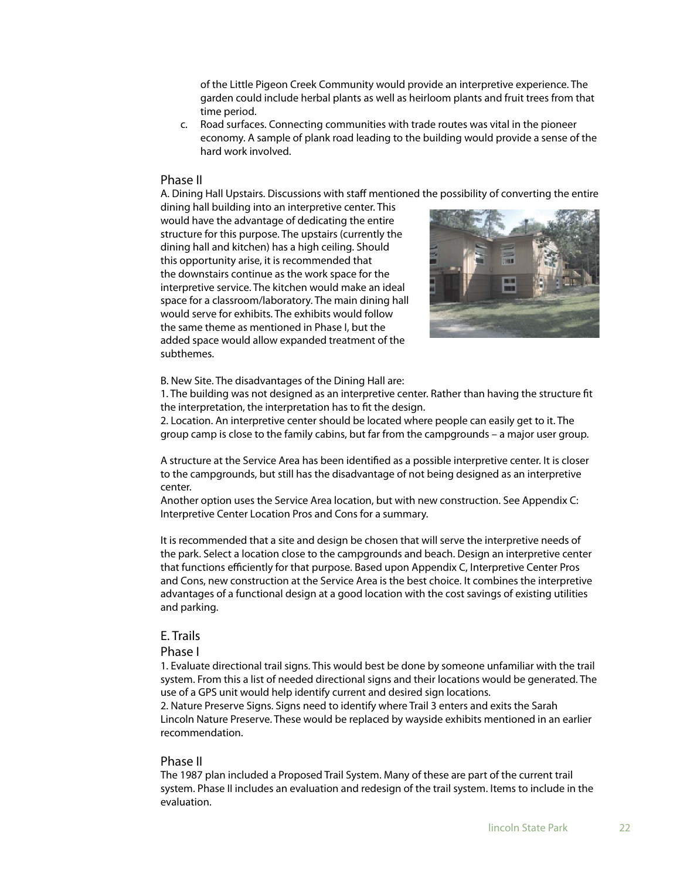of the Little Pigeon Creek Community would provide an interpretive experience. The garden could include herbal plants as well as heirloom plants and fruit trees from that time period.

c. Road surfaces. Connecting communities with trade routes was vital in the pioneer economy. A sample of plank road leading to the building would provide a sense of the hard work involved.

### Phase II

A. Dining Hall Upstairs. Discussions with staff mentioned the possibility of converting the entire dining hall building into an interpretive center. This would have the advantage of dedicating the entire structure for this purpose. The upstairs (currently the dining hall and kitchen) has a high ceiling. Should this opportunity arise, it is recommended that the downstairs continue as the work space for the interpretive service. The kitchen would make an ideal space for a classroom/laboratory. The main dining hall would serve for exhibits. The exhibits would follow the same theme as mentioned in Phase I, but the added space would allow expanded treatment of the subthemes.

B. New Site. The disadvantages of the Dining Hall are:

1. The building was not designed as an interpretive center. Rather than having the structure fit the interpretation, the interpretation has to fit the design.
2. Location. An interpretive center should be located where people can easily get to it. The group camp is close to the family cabins, but far from the campgrounds – a major user group.

A structure at the Service Area has been identified as a possible interpretive center. It is closer to the campgrounds, but still has the disadvantage of not being designed as an interpretive center.

Another option uses the Service Area location, but with new construction. See Appendix C: Interpretive Center Location Pros and Cons for a summary.

It is recommended that a site and design be chosen that will serve the interpretive needs of the park. Select a location close to the campgrounds and beach. Design an interpretive center that functions efficiently for that purpose. Based upon Appendix C, Interpretive Center Pros and Cons, new construction at the Service Area is the best choice. It combines the interpretive advantages of a functional design at a good location with the cost savings of existing utilities and parking.

## E. Trails

### Phase I

1. Evaluate directional trail signs. This would best be done by someone unfamiliar with the trail system. From this a list of needed directional signs and their locations would be generated. The use of a GPS unit would help identify current and desired sign locations.
2. Nature Preserve Signs. Signs need to identify where Trail 3 enters and exits the Sarah Lincoln Nature Preserve. These would be replaced by wayside exhibits mentioned in an earlier recommendation.

### Phase II

The 1987 plan included a Proposed Trail System. Many of these are part of the current trail system. Phase II includes an evaluation and redesign of the trail system. Items to include in the evaluation.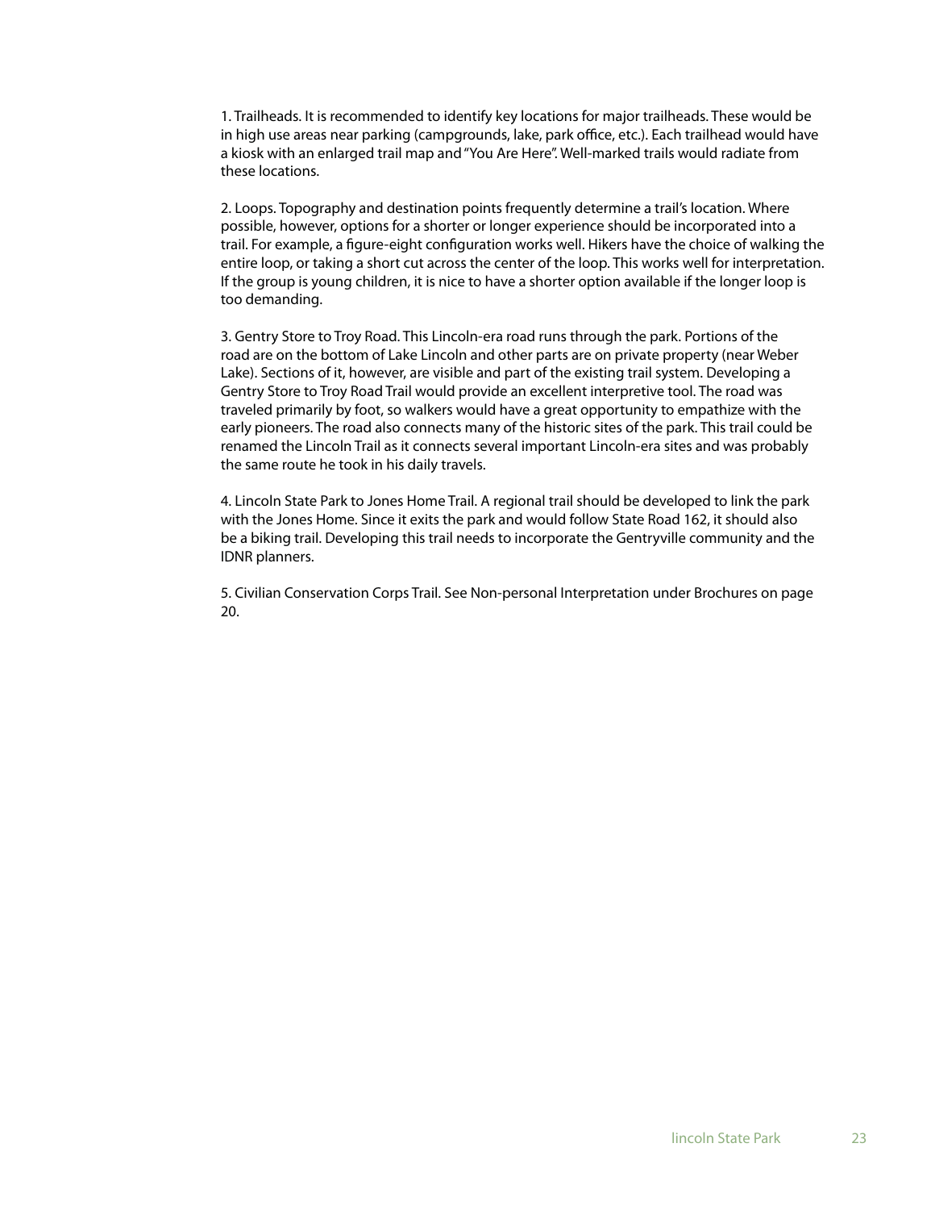1. Trailheads. It is recommended to identify key locations for major trailheads. These would be in high use areas near parking (campgrounds, lake, park office, etc.). Each trailhead would have a kiosk with an enlarged trail map and "You Are Here". Well-marked trails would radiate from these locations.

2. Loops. Topography and destination points frequently determine a trail's location. Where possible, however, options for a shorter or longer experience should be incorporated into a trail. For example, a figure-eight configuration works well. Hikers have the choice of walking the entire loop, or taking a short cut across the center of the loop. This works well for interpretation. If the group is young children, it is nice to have a shorter option available if the longer loop is too demanding.

3. Gentry Store to Troy Road. This Lincoln-era road runs through the park. Portions of the road are on the bottom of Lake Lincoln and other parts are on private property (near Weber Lake). Sections of it, however, are visible and part of the existing trail system. Developing a Gentry Store to Troy Road Trail would provide an excellent interpretive tool. The road was traveled primarily by foot, so walkers would have a great opportunity to empathize with the early pioneers. The road also connects many of the historic sites of the park. This trail could be renamed the Lincoln Trail as it connects several important Lincoln-era sites and was probably the same route he took in his daily travels.

4. Lincoln State Park to Jones Home Trail. A regional trail should be developed to link the park with the Jones Home. Since it exits the park and would follow State Road 162, it should also be a biking trail. Developing this trail needs to incorporate the Gentryville community and the IDNR planners.

5. Civilian Conservation Corps Trail. See Non-personal Interpretation under Brochures on page 20.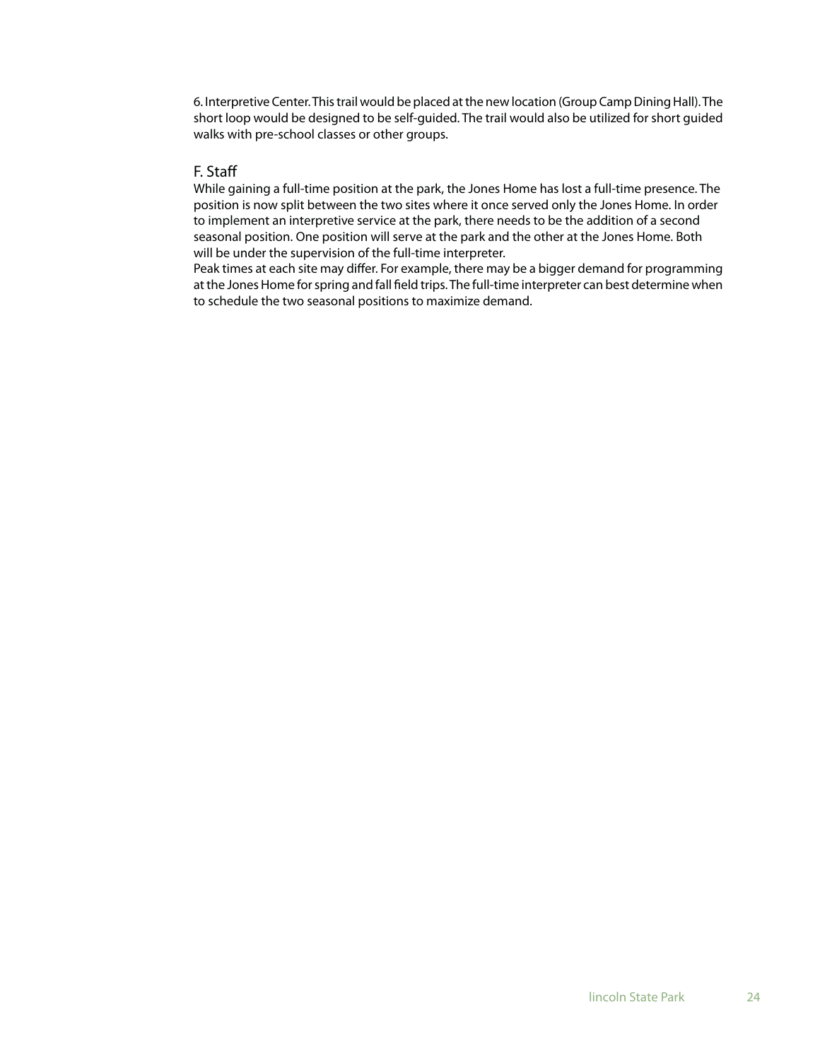6. Interpretive Center. This trail would be placed at the new location (Group Camp Dining Hall). The short loop would be designed to be self-guided. The trail would also be utilized for short guided walks with pre-school classes or other groups.

## F. Staff

While gaining a full-time position at the park, the Jones Home has lost a full-time presence. The position is now split between the two sites where it once served only the Jones Home. In order to implement an interpretive service at the park, there needs to be the addition of a second seasonal position. One position will serve at the park and the other at the Jones Home. Both will be under the supervision of the full-time interpreter.

Peak times at each site may differ. For example, there may be a bigger demand for programming at the Jones Home for spring and fall field trips. The full-time interpreter can best determine when to schedule the two seasonal positions to maximize demand.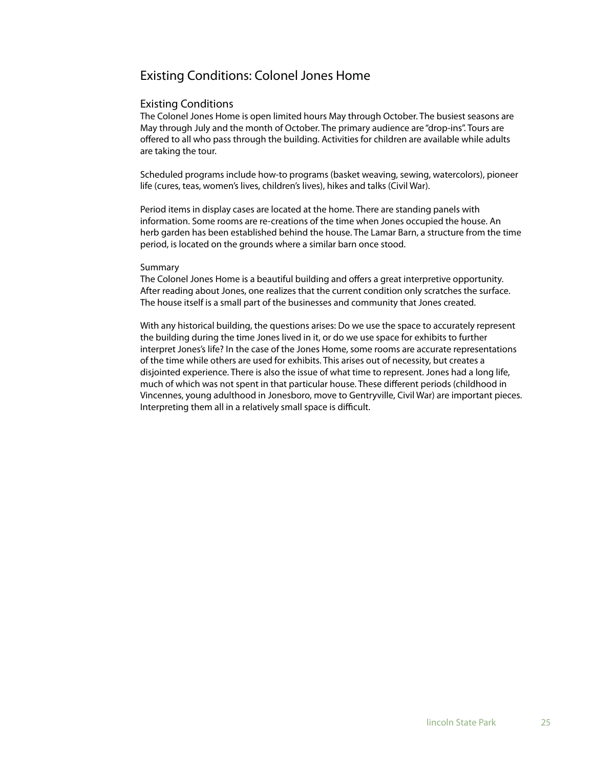# Existing Conditions: Colonel Jones Home

## Existing Conditions

The Colonel Jones Home is open limited hours May through October. The busiest seasons are May through July and the month of October. The primary audience are "drop-ins". Tours are offered to all who pass through the building. Activities for children are available while adults are taking the tour.

Scheduled programs include how-to programs (basket weaving, sewing, watercolors), pioneer life (cures, teas, women's lives, children's lives), hikes and talks (Civil War).

Period items in display cases are located at the home. There are standing panels with information. Some rooms are re-creations of the time when Jones occupied the house. An herb garden has been established behind the house. The Lamar Barn, a structure from the time period, is located on the grounds where a similar barn once stood.

### Summary

The Colonel Jones Home is a beautiful building and offers a great interpretive opportunity. After reading about Jones, one realizes that the current condition only scratches the surface. The house itself is a small part of the businesses and community that Jones created.

With any historical building, the questions arises: Do we use the space to accurately represent the building during the time Jones lived in it, or do we use space for exhibits to further interpret Jones's life? In the case of the Jones Home, some rooms are accurate representations of the time while others are used for exhibits. This arises out of necessity, but creates a disjointed experience. There is also the issue of what time to represent. Jones had a long life, much of which was not spent in that particular house. These different periods (childhood in Vincennes, young adulthood in Jonesboro, move to Gentryville, Civil War) are important pieces. Interpreting them all in a relatively small space is difficult.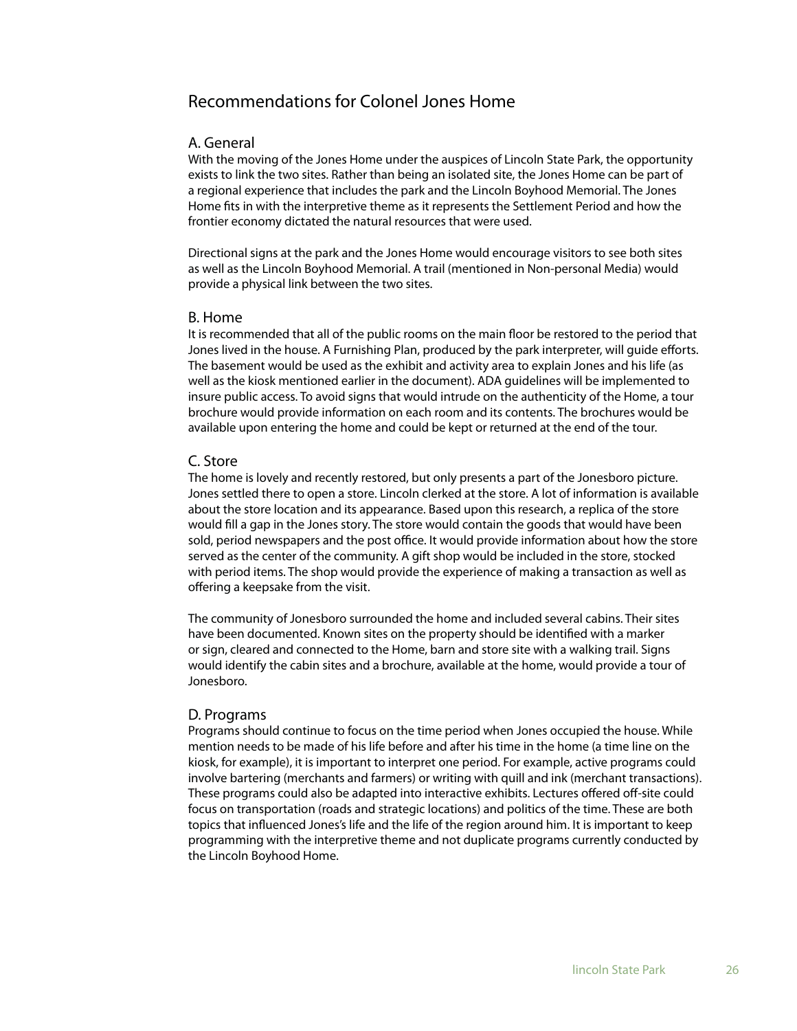## Recommendations for Colonel Jones Home

### A. General

With the moving of the Jones Home under the auspices of Lincoln State Park, the opportunity exists to link the two sites. Rather than being an isolated site, the Jones Home can be part of a regional experience that includes the park and the Lincoln Boyhood Memorial. The Jones Home fits in with the interpretive theme as it represents the Settlement Period and how the frontier economy dictated the natural resources that were used.

Directional signs at the park and the Jones Home would encourage visitors to see both sites as well as the Lincoln Boyhood Memorial. A trail (mentioned in Non-personal Media) would provide a physical link between the two sites.

### B. Home

It is recommended that all of the public rooms on the main floor be restored to the period that Jones lived in the house. A Furnishing Plan, produced by the park interpreter, will guide efforts. The basement would be used as the exhibit and activity area to explain Jones and his life (as well as the kiosk mentioned earlier in the document). ADA guidelines will be implemented to insure public access. To avoid signs that would intrude on the authenticity of the Home, a tour brochure would provide information on each room and its contents. The brochures would be available upon entering the home and could be kept or returned at the end of the tour.

### C. Store

The home is lovely and recently restored, but only presents a part of the Jonesboro picture. Jones settled there to open a store. Lincoln clerked at the store. A lot of information is available about the store location and its appearance. Based upon this research, a replica of the store would fill a gap in the Jones story. The store would contain the goods that would have been sold, period newspapers and the post office. It would provide information about how the store served as the center of the community. A gift shop would be included in the store, stocked with period items. The shop would provide the experience of making a transaction as well as offering a keepsake from the visit.

The community of Jonesboro surrounded the home and included several cabins. Their sites have been documented. Known sites on the property should be identified with a marker or sign, cleared and connected to the Home, barn and store site with a walking trail. Signs would identify the cabin sites and a brochure, available at the home, would provide a tour of Jonesboro.

### D. Programs

Programs should continue to focus on the time period when Jones occupied the house. While mention needs to be made of his life before and after his time in the home (a time line on the kiosk, for example), it is important to interpret one period. For example, active programs could involve bartering (merchants and farmers) or writing with quill and ink (merchant transactions). These programs could also be adapted into interactive exhibits. Lectures offered off-site could focus on transportation (roads and strategic locations) and politics of the time. These are both topics that influenced Jones's life and the life of the region around him. It is important to keep programming with the interpretive theme and not duplicate programs currently conducted by the Lincoln Boyhood Home.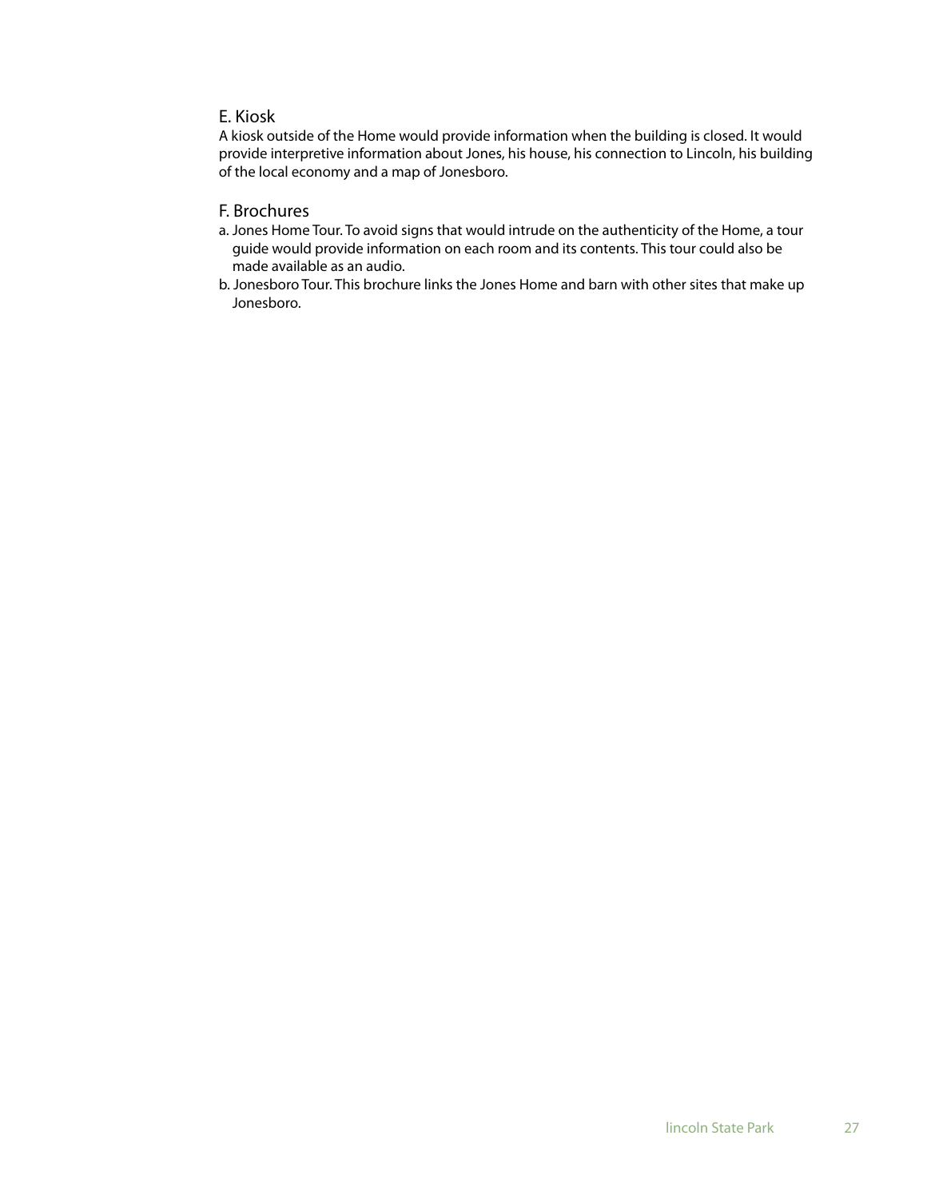### E. Kiosk

A kiosk outside of the Home would provide information when the building is closed. It would provide interpretive information about Jones, his house, his connection to Lincoln, his building of the local economy and a map of Jonesboro.

### F. Brochures

a. Jones Home Tour. To avoid signs that would intrude on the authenticity of the Home, a tour guide would provide information on each room and its contents. This tour could also be made available as an audio.

b. Jonesboro Tour. This brochure links the Jones Home and barn with other sites that make up Jonesboro.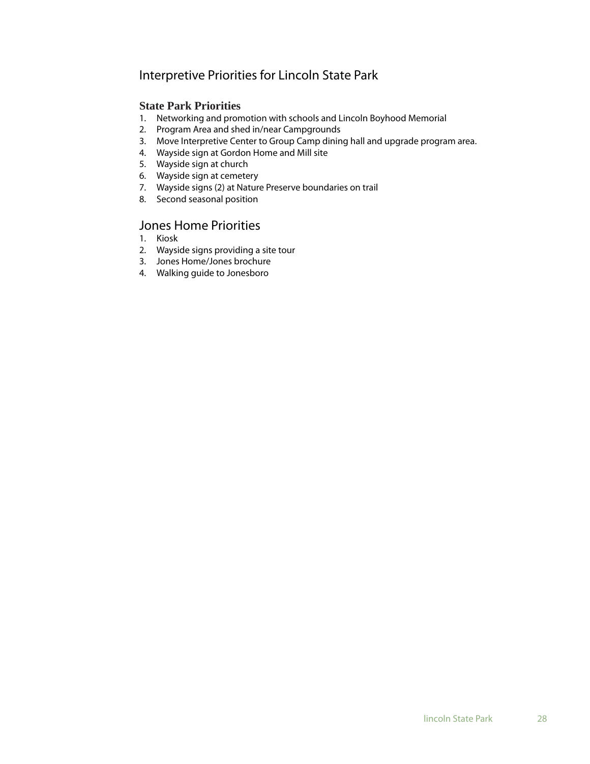# Interpretive Priorities for Lincoln State Park

### State Park Priorities

1. Networking and promotion with schools and Lincoln Boyhood Memorial
2. Program Area and shed in/near Campgrounds
3. Move Interpretive Center to Group Camp dining hall and upgrade program area.
4. Wayside sign at Gordon Home and Mill site
5. Wayside sign at church
6. Wayside sign at cemetery
7. Wayside signs (2) at Nature Preserve boundaries on trail
8. Second seasonal position

## Jones Home Priorities

1. Kiosk
2. Wayside signs providing a site tour
3. Jones Home/Jones brochure
4. Walking guide to Jonesboro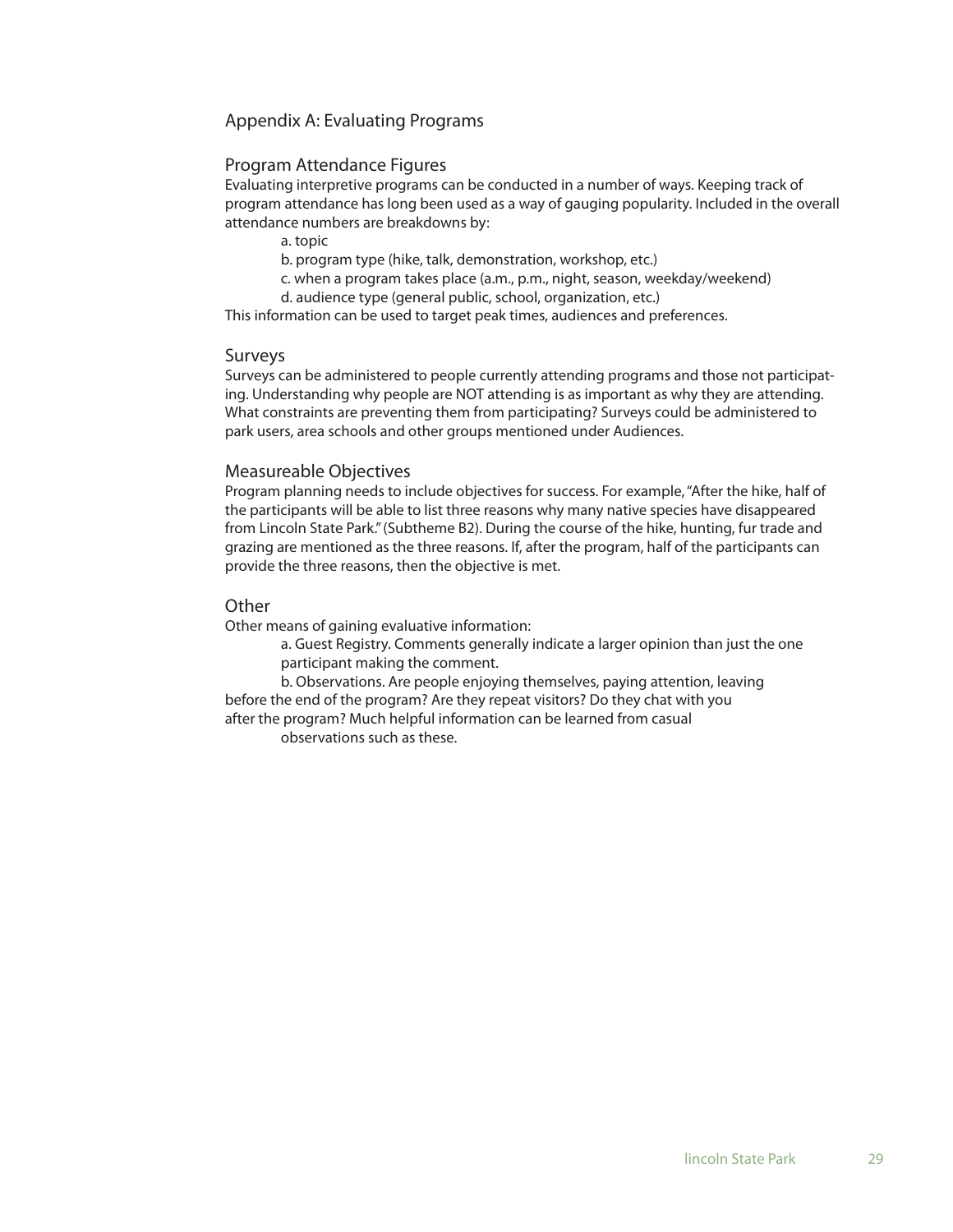## Appendix A: Evaluating Programs

### Program Attendance Figures

Evaluating interpretive programs can be conducted in a number of ways. Keeping track of program attendance has long been used as a way of gauging popularity. Included in the overall attendance numbers are breakdowns by:

a. topic  
b. program type (hike, talk, demonstration, workshop, etc.)  
c. when a program takes place (a.m., p.m., night, season, weekday/weekend)  
d. audience type (general public, school, organization, etc.)

This information can be used to target peak times, audiences and preferences.

### Surveys

Surveys can be administered to people currently attending programs and those not participating. Understanding why people are NOT attending is as important as why they are attending. What constraints are preventing them from participating? Surveys could be administered to park users, area schools and other groups mentioned under Audiences.

### Measureable Objectives

Program planning needs to include objectives for success. For example, "After the hike, half of the participants will be able to list three reasons why many native species have disappeared from Lincoln State Park." (Subtheme B2). During the course of the hike, hunting, fur trade and grazing are mentioned as the three reasons. If, after the program, half of the participants can provide the three reasons, then the objective is met.

### Other

Other means of gaining evaluative information:

a. Guest Registry. Comments generally indicate a larger opinion than just the one participant making the comment.

b. Observations. Are people enjoying themselves, paying attention, leaving before the end of the program? Are they repeat visitors? Do they chat with you after the program? Much helpful information can be learned from casual observations such as these.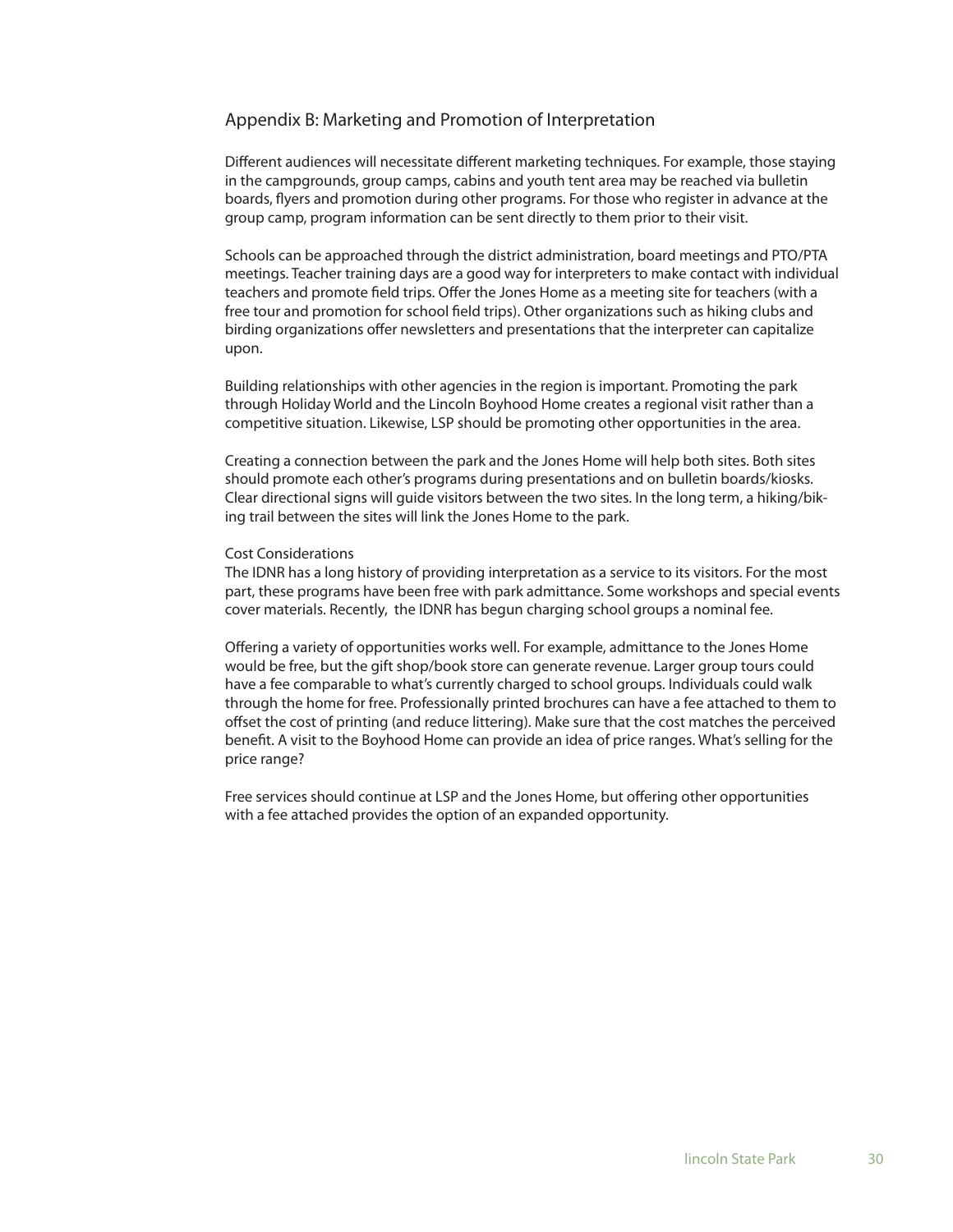## Appendix B: Marketing and Promotion of Interpretation

Different audiences will necessitate different marketing techniques. For example, those staying in the campgrounds, group camps, cabins and youth tent area may be reached via bulletin boards, flyers and promotion during other programs. For those who register in advance at the group camp, program information can be sent directly to them prior to their visit.

Schools can be approached through the district administration, board meetings and PTO/PTA meetings. Teacher training days are a good way for interpreters to make contact with individual teachers and promote field trips. Offer the Jones Home as a meeting site for teachers (with a free tour and promotion for school field trips). Other organizations such as hiking clubs and birding organizations offer newsletters and presentations that the interpreter can capitalize upon.

Building relationships with other agencies in the region is important. Promoting the park through Holiday World and the Lincoln Boyhood Home creates a regional visit rather than a competitive situation. Likewise, LSP should be promoting other opportunities in the area.

Creating a connection between the park and the Jones Home will help both sites. Both sites should promote each other's programs during presentations and on bulletin boards/kiosks. Clear directional signs will guide visitors between the two sites. In the long term, a hiking/biking trail between the sites will link the Jones Home to the park.

### Cost Considerations

The IDNR has a long history of providing interpretation as a service to its visitors. For the most part, these programs have been free with park admittance. Some workshops and special events cover materials. Recently, the IDNR has begun charging school groups a nominal fee.

Offering a variety of opportunities works well. For example, admittance to the Jones Home would be free, but the gift shop/book store can generate revenue. Larger group tours could have a fee comparable to what's currently charged to school groups. Individuals could walk through the home for free. Professionally printed brochures can have a fee attached to them to offset the cost of printing (and reduce littering). Make sure that the cost matches the perceived benefit. A visit to the Boyhood Home can provide an idea of price ranges. What's selling for the price range?

Free services should continue at LSP and the Jones Home, but offering other opportunities with a fee attached provides the option of an expanded opportunity.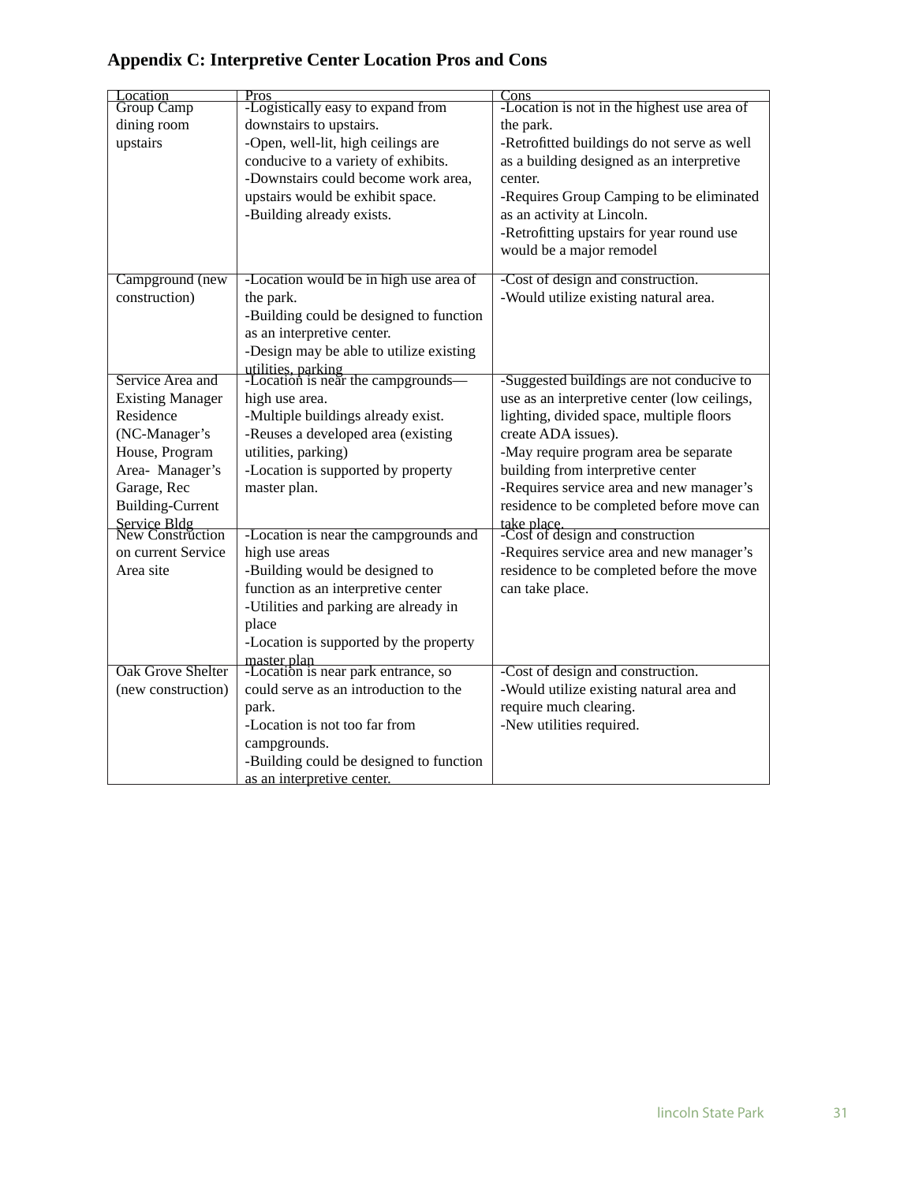## Appendix C: Interpretive Center Location Pros and Cons

| Location | Pros | Cons |
|---|---|---|
| Group Camp dining room upstairs | -Logistically easy to expand from downstairs to upstairs.<br>-Open, well-lit, high ceilings are conducive to a variety of exhibits.<br>-Downstairs could become work area, upstairs would be exhibit space.<br>-Building already exists. | -Location is not in the highest use area of the park.<br>-Retrofitted buildings do not serve as well as a building designed as an interpretive center.<br>-Requires Group Camping to be eliminated as an activity at Lincoln.<br>-Retrofitting upstairs for year round use would be a major remodel |
| Campground (new construction) | -Location would be in high use area of the park.<br>-Building could be designed to function as an interpretive center.<br>-Design may be able to utilize existing utilities, parking | -Cost of design and construction.<br>-Would utilize existing natural area. |
| Service Area and Existing Manager Residence (NC-Manager's House, Program Area- Manager's Garage, Rec Building-Current Service Bldg | -Location is near the campgrounds—high use area.<br>-Multiple buildings already exist.<br>-Reuses a developed area (existing utilities, parking)<br>-Location is supported by property master plan. | -Suggested buildings are not conducive to use as an interpretive center (low ceilings, lighting, divided space, multiple floors create ADA issues).<br>-May require program area be separate building from interpretive center<br>-Requires service area and new manager's residence to be completed before move can take place. |
| New Construction on current Service Area site | -Location is near the campgrounds and high use areas<br>-Building would be designed to function as an interpretive center<br>-Utilities and parking are already in place<br>-Location is supported by the property master plan | -Cost of design and construction<br>-Requires service area and new manager's residence to be completed before the move can take place. |
| Oak Grove Shelter (new construction) | -Location is near park entrance, so could serve as an introduction to the park.<br>-Location is not too far from campgrounds.<br>-Building could be designed to function as an interpretive center. | -Cost of design and construction.<br>-Would utilize existing natural area and require much clearing.<br>-New utilities required. |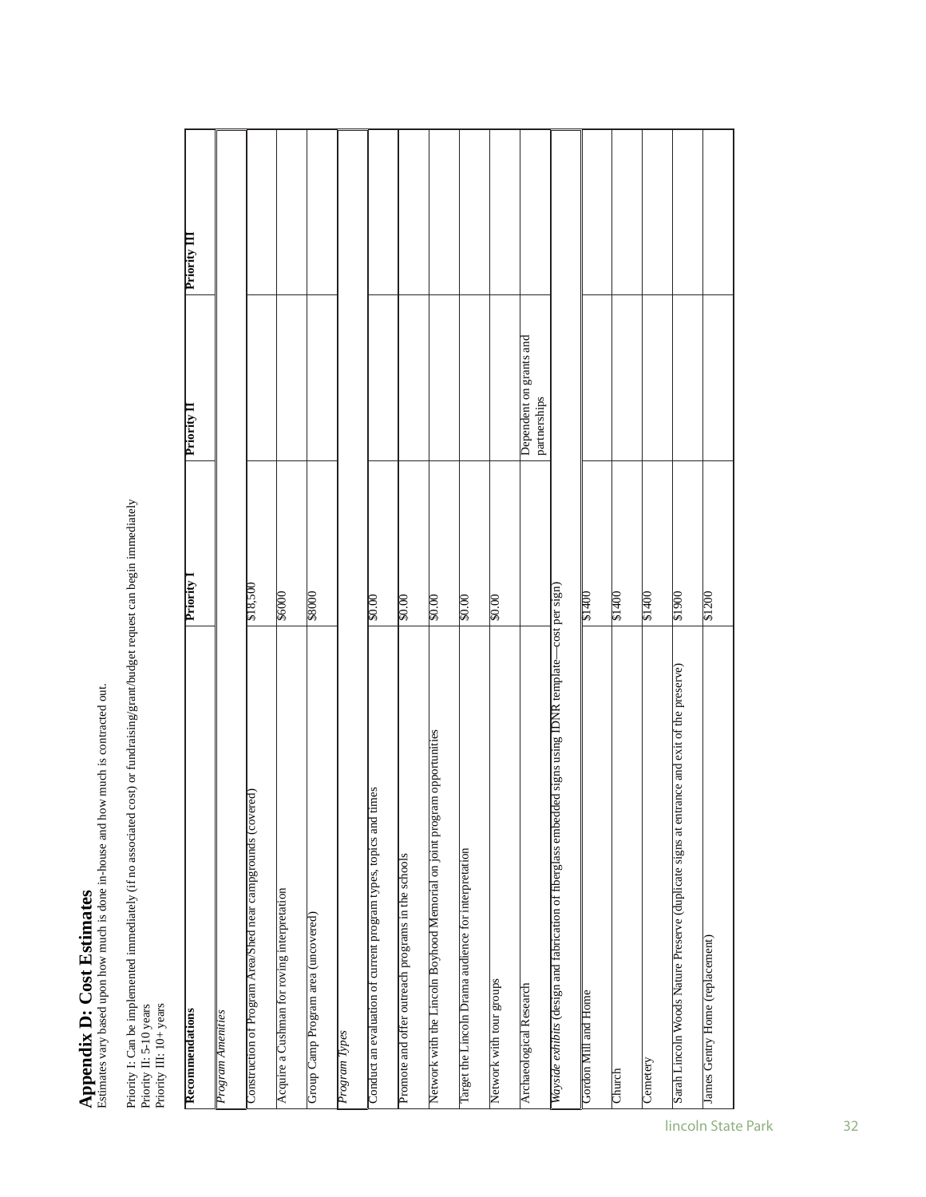# Appendix D: Cost Estimates

Estimates vary based upon how much is done in-house and how much is contracted out.

Priority I: Can be implemented immediately (if no associated cost) or fundraising/grant/budget request can begin immediately
Priority II: 5-10 years
Priority III: 10+ years

| Recommendations | Priority I | Priority II | Priority III |
|---|---|---|---|
| *Program Amenities* | | | |
| Construction of Program Area/Shed near campgrounds (covered) | $18,500 | | |
| Acquire a Cushman for roving interpretation | $6000 | | |
| Group Camp Program area (uncovered) | $8000 | | |
| *Program Types* | | | |
| Conduct an evaluation of current program types, topics and times | $0.00 | | |
| Promote and offer outreach programs in the schools | $0.00 | | |
| Network with the Lincoln Boyhood Memorial on joint program opportunities | $0.00 | | |
| Target the Lincoln Drama audience for interpretation | $0.00 | | |
| Network with tour groups | $0.00 | | |
| Archaeological Research | | Dependent on grants and partnerships | |
| *Wayside exhibits* (design and fabrication of fiberglass embedded signs using IDNR template—cost per sign) | | | |
| Gordon Mill and Home | $1400 | | |
| Church | $1400 | | |
| Cemetery | $1400 | | |
| Sarah Lincoln Woods Nature Preserve (duplicate signs at entrance and exit of the preserve) | $1900 | | |
| James Gentry Home (replacement) | $1200 | | |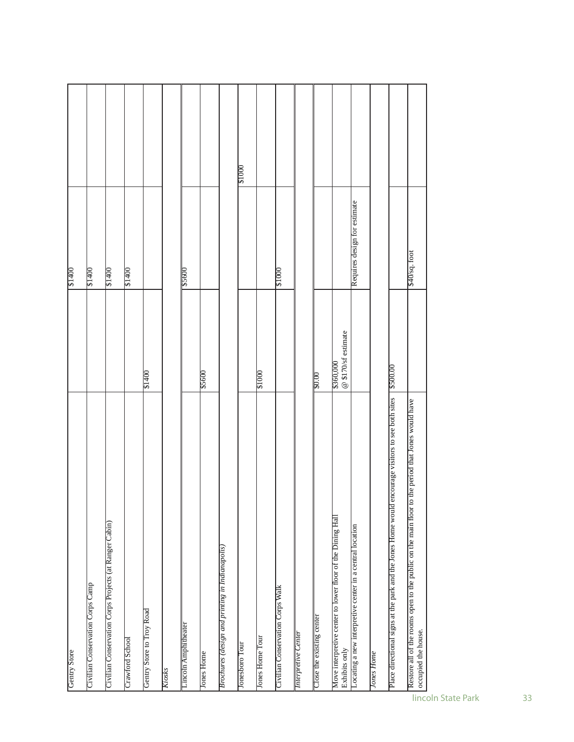| | | | |
|---|---|---|---|
| Gentry Store | | $1400 | |
| Civilian Conservation Corps Camp | | $1400 | |
| Civilian Conservation Corps Projects (at Ranger Cabin) | | $1400 | |
| Crawford School | | $1400 | |
| Gentry Store to Troy Road | $1400 | | |
| *Kiosks* | | | |
| Lincoln Amphitheater | | $5600 | |
| Jones Home | $5600 | | |
| *Brochures (design and printing in Indianapolis)* | | | |
| Jonesboro Tour | | | $1000 |
| Jones Home Tour | $1000 | | |
| Civilian Conservation Corps Walk | | $1000 | |
| *Interpretive Center* | | | |
| Close the existing center | $0.00 | | |
| Move interpretive center to lower floor of the Dining Hall Exhibits only | $360,000 @ $170/sf estimate | | |
| Locating a new interpretive center in a central location | | Requires design for estimate | |
| *Jones Home* | | | |
| Place directional signs at the park and the Jones Home would encourage visitors to see both sites | $500.00 | | |
| Restore all of the rooms open to the public on the main floor to the period that Jones would have occupied the house. | | $40/sq. foot | |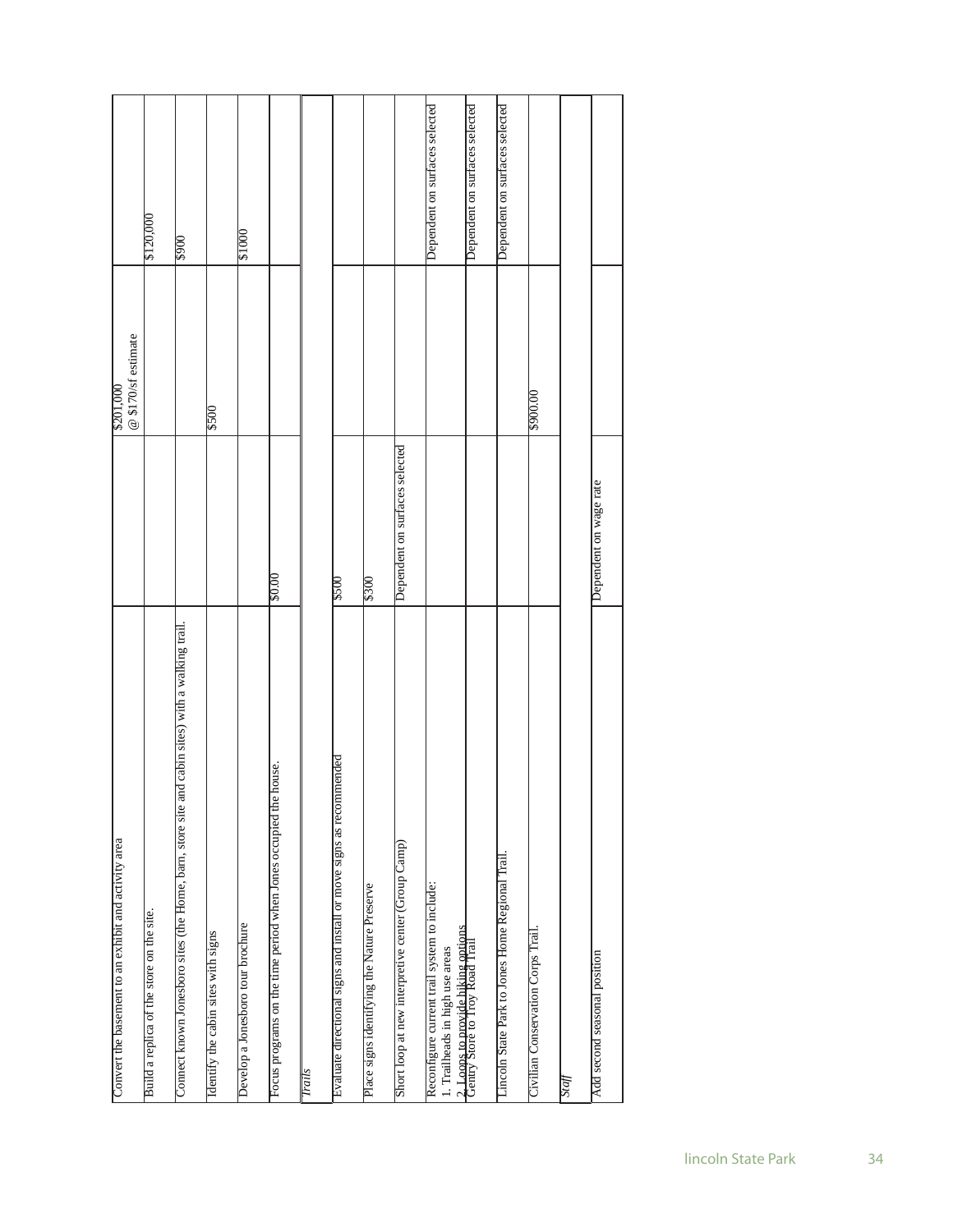| | | | |
|---|---|---|---|
| Convert the basement to an exhibit and activity area | | $201,000<br>@ $170/sf estimate | |
| Build a replica of the store on the site. | | | $120,000 |
| Connect known Jonesboro sites (the Home, barn, store site and cabin sites) with a walking trail. | | | $900 |
| Identify the cabin sites with signs | | $500 | |
| Develop a Jonesboro tour brochure | | | $1000 |
| Focus programs on the time period when Jones occupied the house. | $0.00 | | |
| *Trails* | | | |
| Evaluate directional signs and install or move signs as recommended | $500 | | |
| Place signs identifying the Nature Preserve | $300 | | |
| Short loop at new interpretive center (Group Camp) | Dependent on surfaces selected | | |
| Reconfigure current trail system to include:<br>1. Trailheads in high use areas<br>2. Loops to provide hiking options | | | Dependent on surfaces selected |
| Gentry Store to Troy Road Trail | | | Dependent on surfaces selected |
| Lincoln State Park to Jones Home Regional Trail. | | | Dependent on surfaces selected |
| Civilian Conservation Corps Trail. | | $900.00 | |
| *Staff* | | | |
| Add second seasonal position | Dependent on wage rate | | |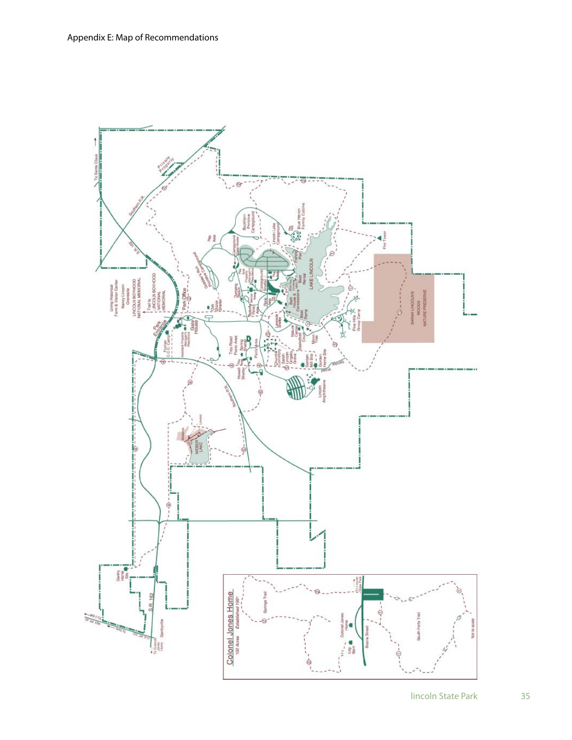Appendix E: Map of Recommendations

To Santa Claus

Private Property

Southern R.R.

S.R. 162

Living Historical Farm & Visitor Center
Nancy Lincoln Gravesite
LINCOLN BOYHOOD NATIONAL MEMORIAL

Trail to LINCOLN BOYHOOD NATIONAL MEMORIAL

Gobbler's Run Primitive Campground

Park Office

Park Entrance

Gate House

Former C.C.C. Camp

Assistant Property Manager's Residence

Oak Grove Shelter

Play Area

Campground Gate House

Buckhorn Primitive Campground

Lincoln Lake Campground

Blue Heron Family Cabins

Fishing Pier

Fire Tower

Dumping Station

Property Manager's Residence

Campground Shelter

Butterfly Picnic Area

Picnic Area

Bath House & Concessions

Boat Rental

Boat Ramp

LAKE LINCOLN

Lakeside Shelter

Nature Center

Basketball Court

Troy Road Picnic Area

Spring Shelter

Picnic Area

Howell Shelter

Play Area

Churchill Cemetery

Sarah Lincoln Grigsby Grave

Gordon Mill Site

Gordon Home Site

Noon Tree

Pine Hills Group Camp

SARAH LINCOLN'S WOODS NATURE PRESERVE

Lincoln Amphitheatre

Southern R.R.

Wetlands

Levees

WEBER LAKE

Gentry Home Site

S.R. 162

Gentryville

To Colonel Jones Home

## Colonel Jones Home

100 Acres Established 1991

Springs Trail

To Lincoln State Park

Colonel Jones Home

Log Barn

Boone Street

South Forty Trail

Not to scale